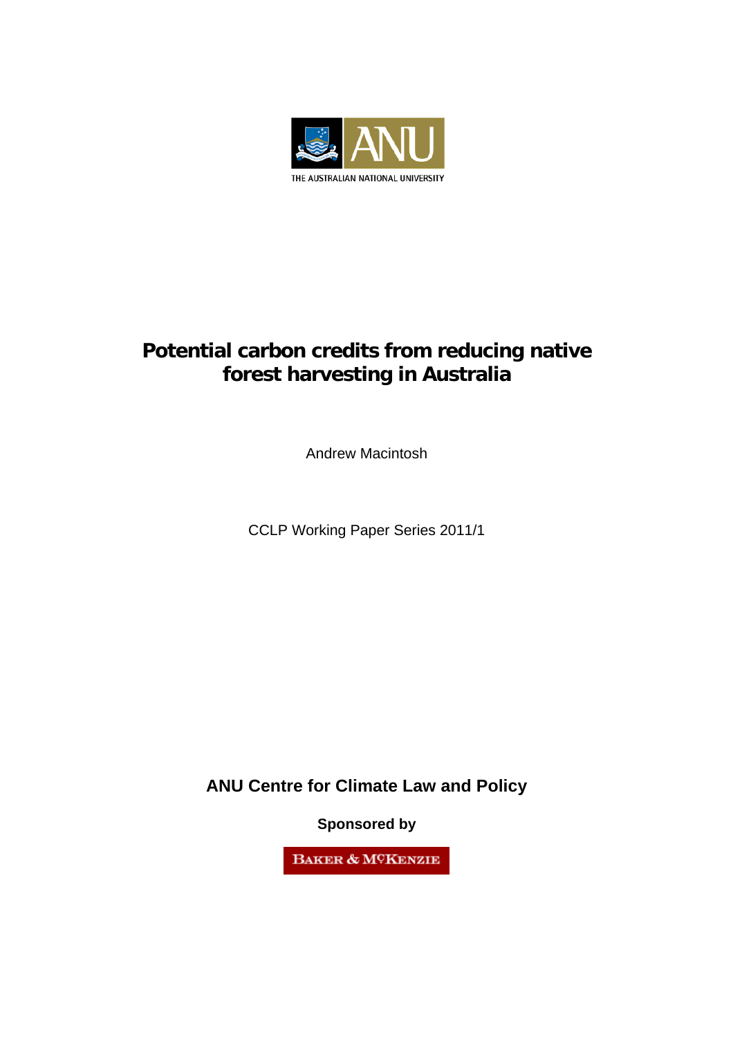THE AUSTRALIAN NATIONAL UNIVERSITY

# Potential carbon credits from reducing native forest harvesting in Australia

Andrew Macintosh

CCLP Working Paper Series 2011/1

**ANU Centre for Climate Law and Policy**

**Sponsored by**

BAKER & MCKENZIE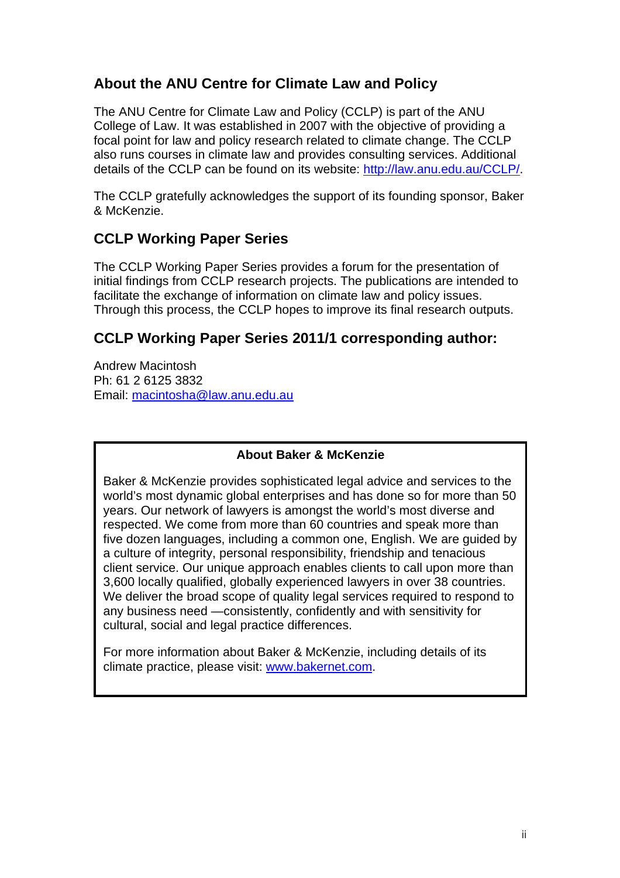## About the ANU Centre for Climate Law and Policy

The ANU Centre for Climate Law and Policy (CCLP) is part of the ANU College of Law. It was established in 2007 with the objective of providing a focal point for law and policy research related to climate change. The CCLP also runs courses in climate law and provides consulting services. Additional details of the CCLP can be found on its website: http://law.anu.edu.au/CCLP/.

The CCLP gratefully acknowledges the support of its founding sponsor, Baker & McKenzie.

## CCLP Working Paper Series

The CCLP Working Paper Series provides a forum for the presentation of initial findings from CCLP research projects. The publications are intended to facilitate the exchange of information on climate law and policy issues. Through this process, the CCLP hopes to improve its final research outputs.

## CCLP Working Paper Series 2011/1 corresponding author:

Andrew Macintosh
Ph: 61 2 6125 3832
Email: macintosha@law.anu.edu.au

**About Baker & McKenzie**

Baker & McKenzie provides sophisticated legal advice and services to the world's most dynamic global enterprises and has done so for more than 50 years. Our network of lawyers is amongst the world's most diverse and respected. We come from more than 60 countries and speak more than five dozen languages, including a common one, English. We are guided by a culture of integrity, personal responsibility, friendship and tenacious client service. Our unique approach enables clients to call upon more than 3,600 locally qualified, globally experienced lawyers in over 38 countries. We deliver the broad scope of quality legal services required to respond to any business need —consistently, confidently and with sensitivity for cultural, social and legal practice differences.

For more information about Baker & McKenzie, including details of its climate practice, please visit: www.bakernet.com.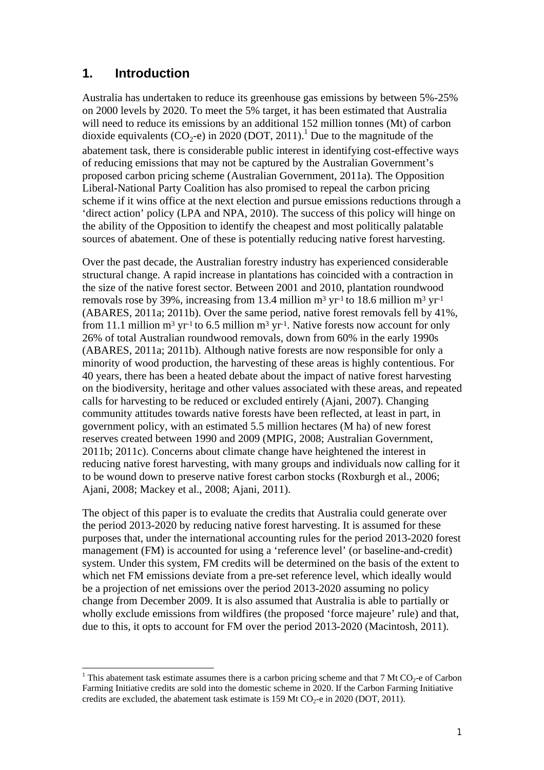## 1. Introduction

Australia has undertaken to reduce its greenhouse gas emissions by between 5%-25% on 2000 levels by 2020. To meet the 5% target, it has been estimated that Australia will need to reduce its emissions by an additional 152 million tonnes (Mt) of carbon dioxide equivalents ($CO_2$-e) in 2020 (DOT, 2011).[1] Due to the magnitude of the abatement task, there is considerable public interest in identifying cost-effective ways of reducing emissions that may not be captured by the Australian Government's proposed carbon pricing scheme (Australian Government, 2011a). The Opposition Liberal-National Party Coalition has also promised to repeal the carbon pricing scheme if it wins office at the next election and pursue emissions reductions through a 'direct action' policy (LPA and NPA, 2010). The success of this policy will hinge on the ability of the Opposition to identify the cheapest and most politically palatable sources of abatement. One of these is potentially reducing native forest harvesting.

Over the past decade, the Australian forestry industry has experienced considerable structural change. A rapid increase in plantations has coincided with a contraction in the size of the native forest sector. Between 2001 and 2010, plantation roundwood removals rose by 39%, increasing from 13.4 million $m^3$ $yr^{-1}$ to 18.6 million $m^3$ $yr^{-1}$ (ABARES, 2011a; 2011b). Over the same period, native forest removals fell by 41%, from 11.1 million $m^3$ $yr^{-1}$ to 6.5 million $m^3$ $yr^{-1}$. Native forests now account for only 26% of total Australian roundwood removals, down from 60% in the early 1990s (ABARES, 2011a; 2011b). Although native forests are now responsible for only a minority of wood production, the harvesting of these areas is highly contentious. For 40 years, there has been a heated debate about the impact of native forest harvesting on the biodiversity, heritage and other values associated with these areas, and repeated calls for harvesting to be reduced or excluded entirely (Ajani, 2007). Changing community attitudes towards native forests have been reflected, at least in part, in government policy, with an estimated 5.5 million hectares (M ha) of new forest reserves created between 1990 and 2009 (MPIG, 2008; Australian Government, 2011b; 2011c). Concerns about climate change have heightened the interest in reducing native forest harvesting, with many groups and individuals now calling for it to be wound down to preserve native forest carbon stocks (Roxburgh et al., 2006; Ajani, 2008; Mackey et al., 2008; Ajani, 2011).

The object of this paper is to evaluate the credits that Australia could generate over the period 2013-2020 by reducing native forest harvesting. It is assumed for these purposes that, under the international accounting rules for the period 2013-2020 forest management (FM) is accounted for using a 'reference level' (or baseline-and-credit) system. Under this system, FM credits will be determined on the basis of the extent to which net FM emissions deviate from a pre-set reference level, which ideally would be a projection of net emissions over the period 2013-2020 assuming no policy change from December 2009. It is also assumed that Australia is able to partially or wholly exclude emissions from wildfires (the proposed 'force majeure' rule) and that, due to this, it opts to account for FM over the period 2013-2020 (Macintosh, 2011).

[1] This abatement task estimate assumes there is a carbon pricing scheme and that 7 Mt $CO_2$-e of Carbon Farming Initiative credits are sold into the domestic scheme in 2020. If the Carbon Farming Initiative credits are excluded, the abatement task estimate is 159 Mt $CO_2$-e in 2020 (DOT, 2011).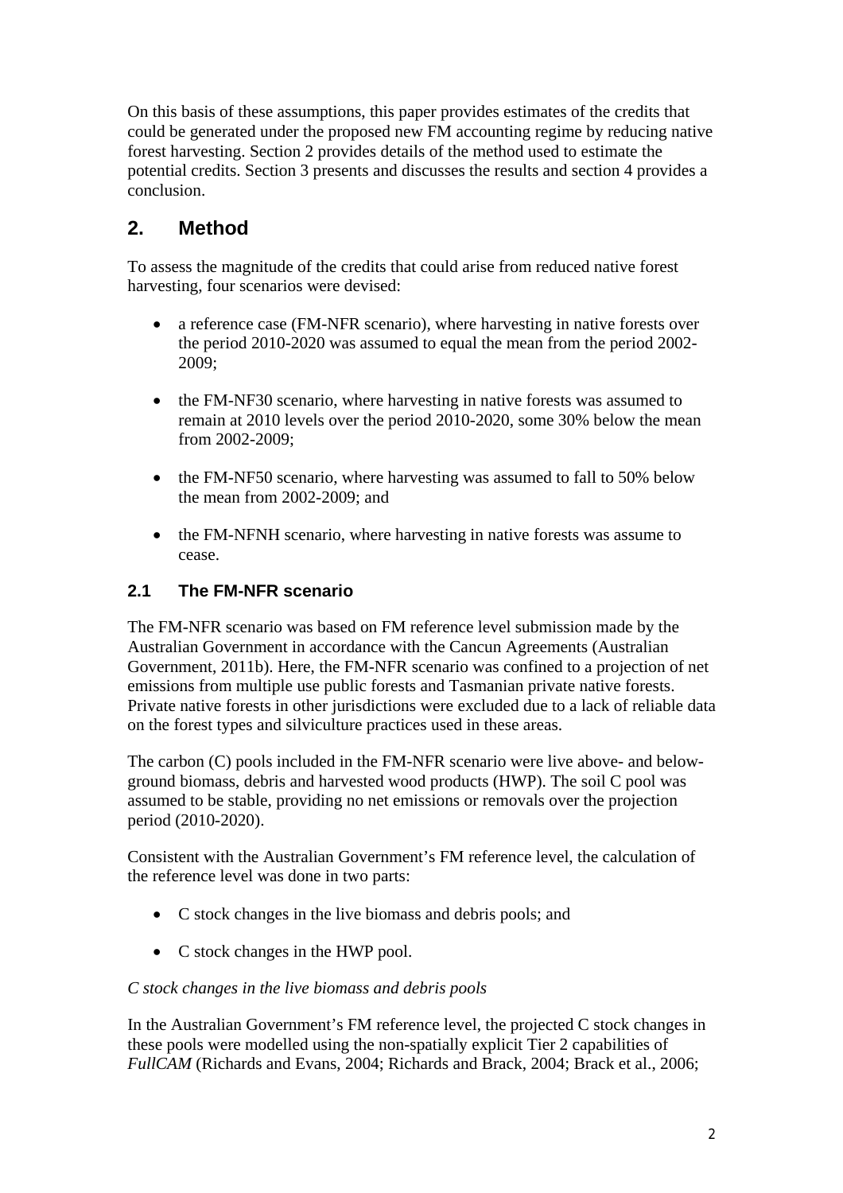On this basis of these assumptions, this paper provides estimates of the credits that could be generated under the proposed new FM accounting regime by reducing native forest harvesting. Section 2 provides details of the method used to estimate the potential credits. Section 3 presents and discusses the results and section 4 provides a conclusion.

## 2. Method

To assess the magnitude of the credits that could arise from reduced native forest harvesting, four scenarios were devised:

- a reference case (FM-NFR scenario), where harvesting in native forests over the period 2010-2020 was assumed to equal the mean from the period 2002-2009;
- the FM-NF30 scenario, where harvesting in native forests was assumed to remain at 2010 levels over the period 2010-2020, some 30% below the mean from 2002-2009;
- the FM-NF50 scenario, where harvesting was assumed to fall to 50% below the mean from 2002-2009; and
- the FM-NFNH scenario, where harvesting in native forests was assume to cease.

### 2.1 The FM-NFR scenario

The FM-NFR scenario was based on FM reference level submission made by the Australian Government in accordance with the Cancun Agreements (Australian Government, 2011b). Here, the FM-NFR scenario was confined to a projection of net emissions from multiple use public forests and Tasmanian private native forests. Private native forests in other jurisdictions were excluded due to a lack of reliable data on the forest types and silviculture practices used in these areas.

The carbon (C) pools included in the FM-NFR scenario were live above- and below-ground biomass, debris and harvested wood products (HWP). The soil C pool was assumed to be stable, providing no net emissions or removals over the projection period (2010-2020).

Consistent with the Australian Government's FM reference level, the calculation of the reference level was done in two parts:

- C stock changes in the live biomass and debris pools; and
- C stock changes in the HWP pool.

*C stock changes in the live biomass and debris pools*

In the Australian Government's FM reference level, the projected C stock changes in these pools were modelled using the non-spatially explicit Tier 2 capabilities of *FullCAM* (Richards and Evans, 2004; Richards and Brack, 2004; Brack et al., 2006;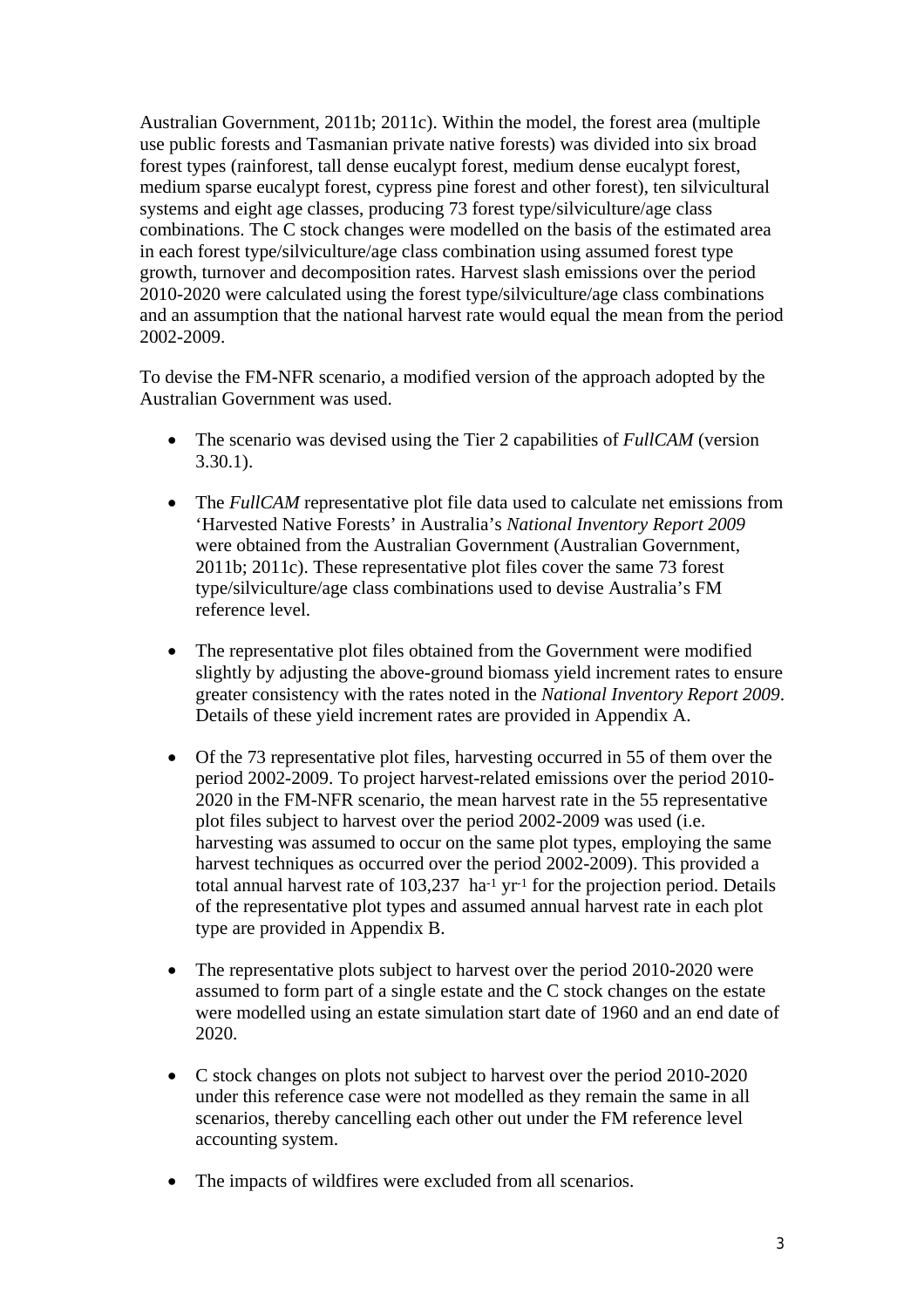Australian Government, 2011b; 2011c). Within the model, the forest area (multiple use public forests and Tasmanian private native forests) was divided into six broad forest types (rainforest, tall dense eucalypt forest, medium dense eucalypt forest, medium sparse eucalypt forest, cypress pine forest and other forest), ten silvicultural systems and eight age classes, producing 73 forest type/silviculture/age class combinations. The C stock changes were modelled on the basis of the estimated area in each forest type/silviculture/age class combination using assumed forest type growth, turnover and decomposition rates. Harvest slash emissions over the period 2010-2020 were calculated using the forest type/silviculture/age class combinations and an assumption that the national harvest rate would equal the mean from the period 2002-2009.

To devise the FM-NFR scenario, a modified version of the approach adopted by the Australian Government was used.

- The scenario was devised using the Tier 2 capabilities of *FullCAM* (version 3.30.1).

- The *FullCAM* representative plot file data used to calculate net emissions from 'Harvested Native Forests' in Australia's *National Inventory Report 2009* were obtained from the Australian Government (Australian Government, 2011b; 2011c). These representative plot files cover the same 73 forest type/silviculture/age class combinations used to devise Australia's FM reference level.

- The representative plot files obtained from the Government were modified slightly by adjusting the above-ground biomass yield increment rates to ensure greater consistency with the rates noted in the *National Inventory Report 2009*. Details of these yield increment rates are provided in Appendix A.

- Of the 73 representative plot files, harvesting occurred in 55 of them over the period 2002-2009. To project harvest-related emissions over the period 2010-2020 in the FM-NFR scenario, the mean harvest rate in the 55 representative plot files subject to harvest over the period 2002-2009 was used (i.e. harvesting was assumed to occur on the same plot types, employing the same harvest techniques as occurred over the period 2002-2009). This provided a total annual harvest rate of 103,237 $ha^{-1}$ $yr^{-1}$ for the projection period. Details of the representative plot types and assumed annual harvest rate in each plot type are provided in Appendix B.

- The representative plots subject to harvest over the period 2010-2020 were assumed to form part of a single estate and the C stock changes on the estate were modelled using an estate simulation start date of 1960 and an end date of 2020.

- C stock changes on plots not subject to harvest over the period 2010-2020 under this reference case were not modelled as they remain the same in all scenarios, thereby cancelling each other out under the FM reference level accounting system.

- The impacts of wildfires were excluded from all scenarios.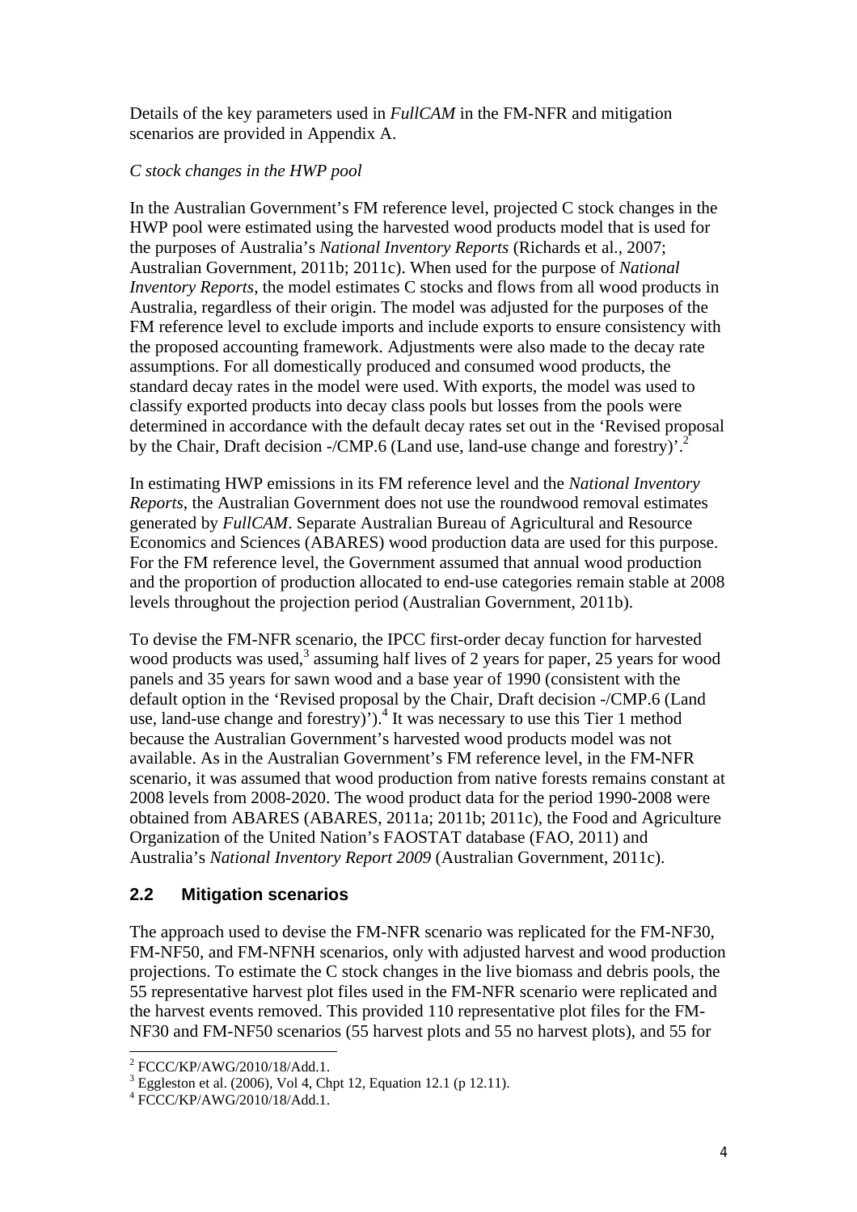Details of the key parameters used in *FullCAM* in the FM-NFR and mitigation scenarios are provided in Appendix A.

*C stock changes in the HWP pool*

In the Australian Government's FM reference level, projected C stock changes in the HWP pool were estimated using the harvested wood products model that is used for the purposes of Australia's *National Inventory Reports* (Richards et al., 2007; Australian Government, 2011b; 2011c). When used for the purpose of *National Inventory Reports*, the model estimates C stocks and flows from all wood products in Australia, regardless of their origin. The model was adjusted for the purposes of the FM reference level to exclude imports and include exports to ensure consistency with the proposed accounting framework. Adjustments were also made to the decay rate assumptions. For all domestically produced and consumed wood products, the standard decay rates in the model were used. With exports, the model was used to classify exported products into decay class pools but losses from the pools were determined in accordance with the default decay rates set out in the 'Revised proposal by the Chair, Draft decision -/CMP.6 (Land use, land-use change and forestry)'.[2]

In estimating HWP emissions in its FM reference level and the *National Inventory Reports*, the Australian Government does not use the roundwood removal estimates generated by *FullCAM*. Separate Australian Bureau of Agricultural and Resource Economics and Sciences (ABARES) wood production data are used for this purpose. For the FM reference level, the Government assumed that annual wood production and the proportion of production allocated to end-use categories remain stable at 2008 levels throughout the projection period (Australian Government, 2011b).

To devise the FM-NFR scenario, the IPCC first-order decay function for harvested wood products was used,[3] assuming half lives of 2 years for paper, 25 years for wood panels and 35 years for sawn wood and a base year of 1990 (consistent with the default option in the 'Revised proposal by the Chair, Draft decision -/CMP.6 (Land use, land-use change and forestry)').[4] It was necessary to use this Tier 1 method because the Australian Government's harvested wood products model was not available. As in the Australian Government's FM reference level, in the FM-NFR scenario, it was assumed that wood production from native forests remains constant at 2008 levels from 2008-2020. The wood product data for the period 1990-2008 were obtained from ABARES (ABARES, 2011a; 2011b; 2011c), the Food and Agriculture Organization of the United Nation's FAOSTAT database (FAO, 2011) and Australia's *National Inventory Report 2009* (Australian Government, 2011c).

## 2.2 Mitigation scenarios

The approach used to devise the FM-NFR scenario was replicated for the FM-NF30, FM-NF50, and FM-NFNH scenarios, only with adjusted harvest and wood production projections. To estimate the C stock changes in the live biomass and debris pools, the 55 representative harvest plot files used in the FM-NFR scenario were replicated and the harvest events removed. This provided 110 representative plot files for the FM-NF30 and FM-NF50 scenarios (55 harvest plots and 55 no harvest plots), and 55 for

[2] FCCC/KP/AWG/2010/18/Add.1.

[3] Eggleston et al. (2006), Vol 4, Chpt 12, Equation 12.1 (p 12.11).

[4] FCCC/KP/AWG/2010/18/Add.1.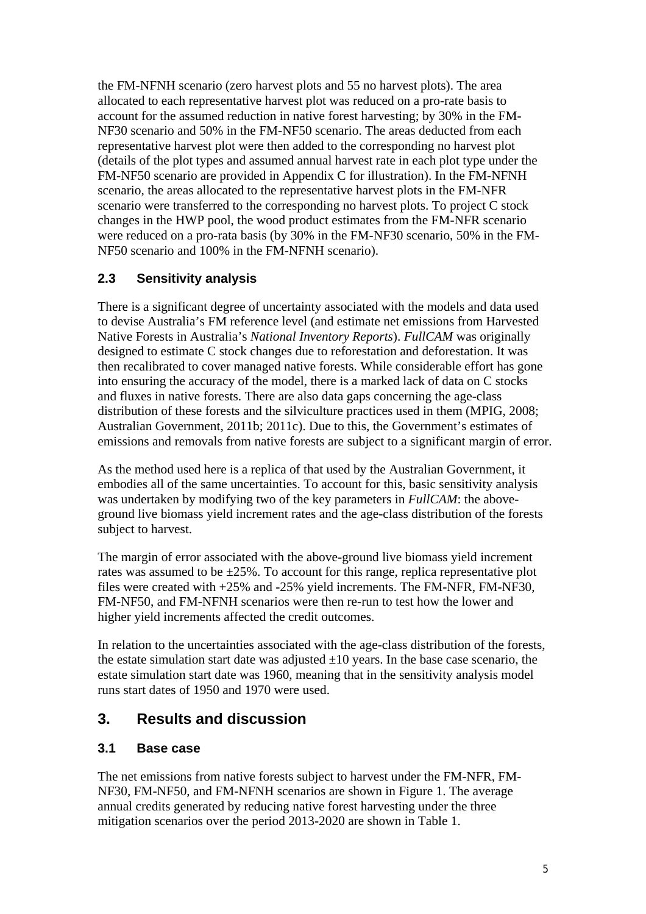the FM-NFNH scenario (zero harvest plots and 55 no harvest plots). The area allocated to each representative harvest plot was reduced on a pro-rate basis to account for the assumed reduction in native forest harvesting; by 30% in the FM-NF30 scenario and 50% in the FM-NF50 scenario. The areas deducted from each representative harvest plot were then added to the corresponding no harvest plot (details of the plot types and assumed annual harvest rate in each plot type under the FM-NF50 scenario are provided in Appendix C for illustration). In the FM-NFNH scenario, the areas allocated to the representative harvest plots in the FM-NFR scenario were transferred to the corresponding no harvest plots. To project C stock changes in the HWP pool, the wood product estimates from the FM-NFR scenario were reduced on a pro-rata basis (by 30% in the FM-NF30 scenario, 50% in the FM-NF50 scenario and 100% in the FM-NFNH scenario).

### 2.3 Sensitivity analysis

There is a significant degree of uncertainty associated with the models and data used to devise Australia's FM reference level (and estimate net emissions from Harvested Native Forests in Australia's *National Inventory Reports*). *FullCAM* was originally designed to estimate C stock changes due to reforestation and deforestation. It was then recalibrated to cover managed native forests. While considerable effort has gone into ensuring the accuracy of the model, there is a marked lack of data on C stocks and fluxes in native forests. There are also data gaps concerning the age-class distribution of these forests and the silviculture practices used in them (MPIG, 2008; Australian Government, 2011b; 2011c). Due to this, the Government's estimates of emissions and removals from native forests are subject to a significant margin of error.

As the method used here is a replica of that used by the Australian Government, it embodies all of the same uncertainties. To account for this, basic sensitivity analysis was undertaken by modifying two of the key parameters in *FullCAM*: the above-ground live biomass yield increment rates and the age-class distribution of the forests subject to harvest.

The margin of error associated with the above-ground live biomass yield increment rates was assumed to be $\pm 25\%$. To account for this range, replica representative plot files were created with +25% and -25% yield increments. The FM-NFR, FM-NF30, FM-NF50, and FM-NFNH scenarios were then re-run to test how the lower and higher yield increments affected the credit outcomes.

In relation to the uncertainties associated with the age-class distribution of the forests, the estate simulation start date was adjusted $\pm 10$ years. In the base case scenario, the estate simulation start date was 1960, meaning that in the sensitivity analysis model runs start dates of 1950 and 1970 were used.

## 3. Results and discussion

### 3.1 Base case

The net emissions from native forests subject to harvest under the FM-NFR, FM-NF30, FM-NF50, and FM-NFNH scenarios are shown in Figure 1. The average annual credits generated by reducing native forest harvesting under the three mitigation scenarios over the period 2013-2020 are shown in Table 1.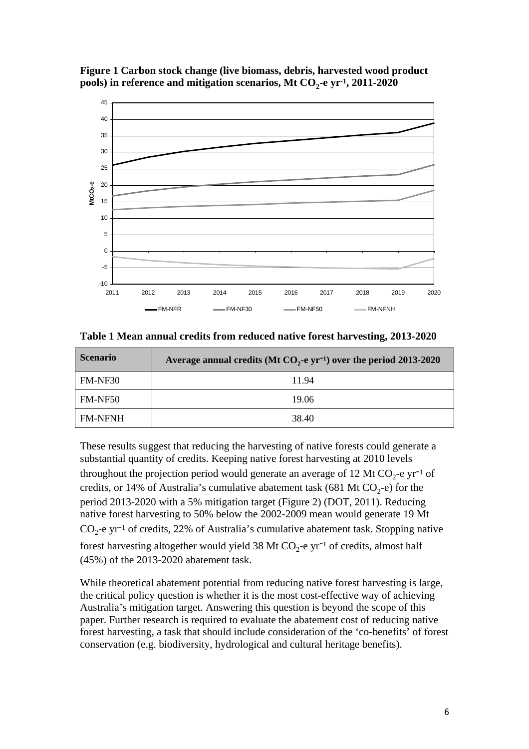**Figure 1 Carbon stock change (live biomass, debris, harvested wood product pools) in reference and mitigation scenarios, Mt $CO_2$-e $yr^{-1}$, 2011-2020**

**Table 1 Mean annual credits from reduced native forest harvesting, 2013-2020**

| Scenario | Average annual credits (Mt $CO_2$-e $yr^{-1}$) over the period 2013-2020 |
|---|---|
| FM-NF30 | 11.94 |
| FM-NF50 | 19.06 |
| FM-NFNH | 38.40 |

These results suggest that reducing the harvesting of native forests could generate a substantial quantity of credits. Keeping native forest harvesting at 2010 levels throughout the projection period would generate an average of 12 Mt $CO_2$-e $yr^{-1}$ of credits, or 14% of Australia's cumulative abatement task (681 Mt $CO_2$-e) for the period 2013-2020 with a 5% mitigation target (Figure 2) (DOT, 2011). Reducing native forest harvesting to 50% below the 2002-2009 mean would generate 19 Mt $CO_2$-e $yr^{-1}$ of credits, 22% of Australia's cumulative abatement task. Stopping native forest harvesting altogether would yield 38 Mt $CO_2$-e $yr^{-1}$ of credits, almost half (45%) of the 2013-2020 abatement task.

While theoretical abatement potential from reducing native forest harvesting is large, the critical policy question is whether it is the most cost-effective way of achieving Australia's mitigation target. Answering this question is beyond the scope of this paper. Further research is required to evaluate the abatement cost of reducing native forest harvesting, a task that should include consideration of the 'co-benefits' of forest conservation (e.g. biodiversity, hydrological and cultural heritage benefits).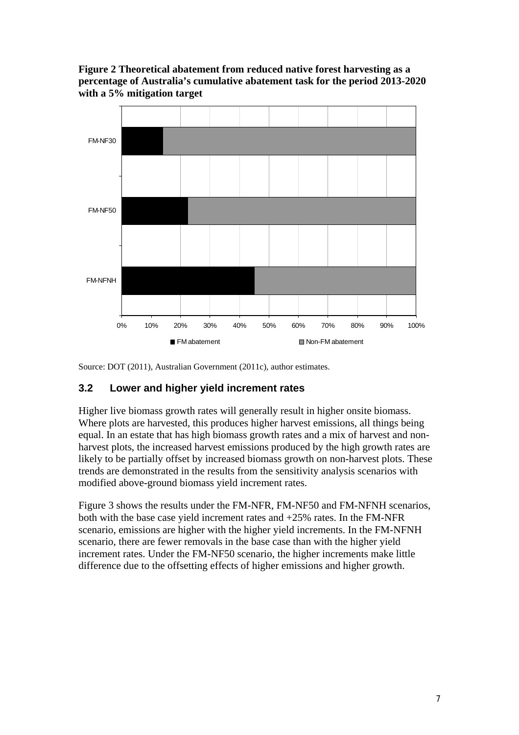**Figure 2 Theoretical abatement from reduced native forest harvesting as a percentage of Australia's cumulative abatement task for the period 2013-2020 with a 5% mitigation target**

Source: DOT (2011), Australian Government (2011c), author estimates.

### 3.2 Lower and higher yield increment rates

Higher live biomass growth rates will generally result in higher onsite biomass. Where plots are harvested, this produces higher harvest emissions, all things being equal. In an estate that has high biomass growth rates and a mix of harvest and non-harvest plots, the increased harvest emissions produced by the high growth rates are likely to be partially offset by increased biomass growth on non-harvest plots. These trends are demonstrated in the results from the sensitivity analysis scenarios with modified above-ground biomass yield increment rates.

Figure 3 shows the results under the FM-NFR, FM-NF50 and FM-NFNH scenarios, both with the base case yield increment rates and +25% rates. In the FM-NFR scenario, emissions are higher with the higher yield increments. In the FM-NFNH scenario, there are fewer removals in the base case than with the higher yield increment rates. Under the FM-NF50 scenario, the higher increments make little difference due to the offsetting effects of higher emissions and higher growth.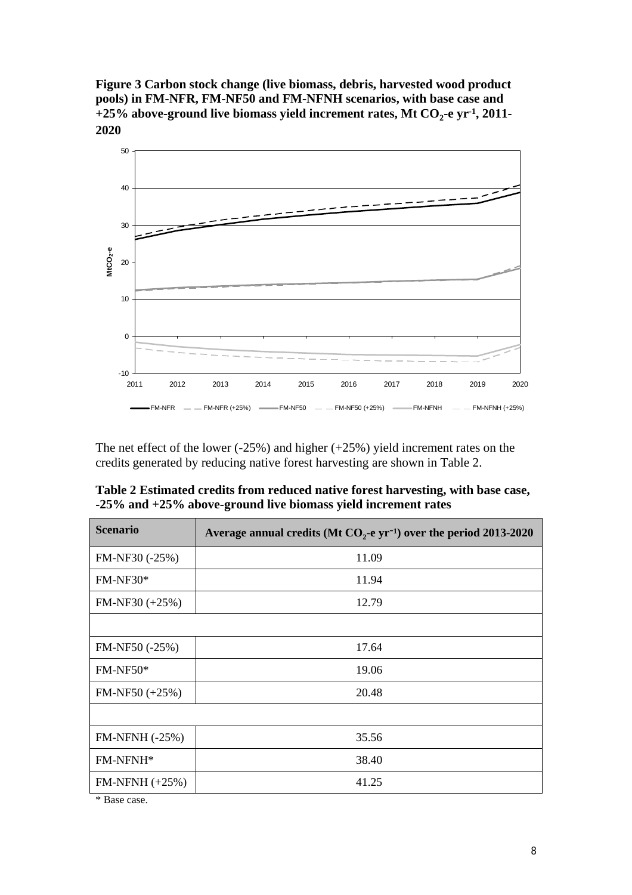**Figure 3 Carbon stock change (live biomass, debris, harvested wood product pools) in FM-NFR, FM-NF50 and FM-NFNH scenarios, with base case and +25% above-ground live biomass yield increment rates, Mt $CO_2$-e $yr^{-1}$, 2011-2020**

The net effect of the lower (-25%) and higher (+25%) yield increment rates on the credits generated by reducing native forest harvesting are shown in Table 2.

**Table 2 Estimated credits from reduced native forest harvesting, with base case, -25% and +25% above-ground live biomass yield increment rates**

| Scenario | Average annual credits (Mt $CO_2$-e $yr^{-1}$) over the period 2013-2020 |
|---|---|
| FM-NF30 (-25%) | 11.09 |
| FM-NF30* | 11.94 |
| FM-NF30 (+25%) | 12.79 |
| | |
| FM-NF50 (-25%) | 17.64 |
| FM-NF50* | 19.06 |
| FM-NF50 (+25%) | 20.48 |
| | |
| FM-NFNH (-25%) | 35.56 |
| FM-NFNH* | 38.40 |
| FM-NFNH (+25%) | 41.25 |

\* Base case.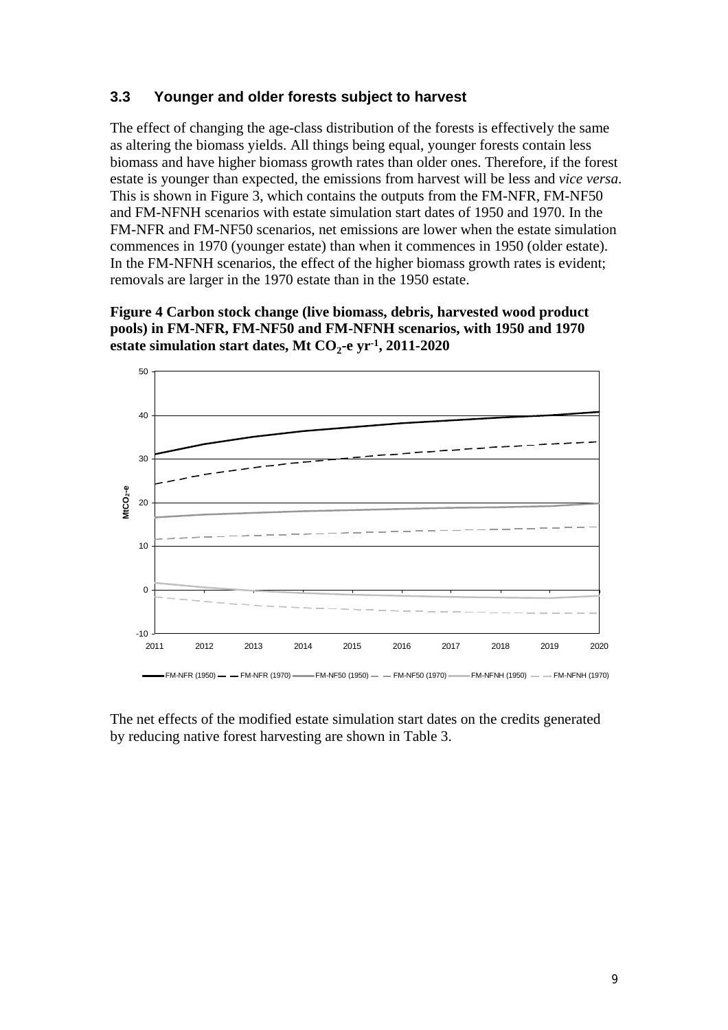### 3.3 Younger and older forests subject to harvest

The effect of changing the age-class distribution of the forests is effectively the same as altering the biomass yields. All things being equal, younger forests contain less biomass and have higher biomass growth rates than older ones. Therefore, if the forest estate is younger than expected, the emissions from harvest will be less and *vice versa*. This is shown in Figure 3, which contains the outputs from the FM-NFR, FM-NF50 and FM-NFNH scenarios with estate simulation start dates of 1950 and 1970. In the FM-NFR and FM-NF50 scenarios, net emissions are lower when the estate simulation commences in 1970 (younger estate) than when it commences in 1950 (older estate). In the FM-NFNH scenarios, the effect of the higher biomass growth rates is evident; removals are larger in the 1970 estate than in the 1950 estate.

**Figure 4 Carbon stock change (live biomass, debris, harvested wood product pools) in FM-NFR, FM-NF50 and FM-NFNH scenarios, with 1950 and 1970 estate simulation start dates, Mt $CO_2$-e $yr^{-1}$, 2011-2020**

The net effects of the modified estate simulation start dates on the credits generated by reducing native forest harvesting are shown in Table 3.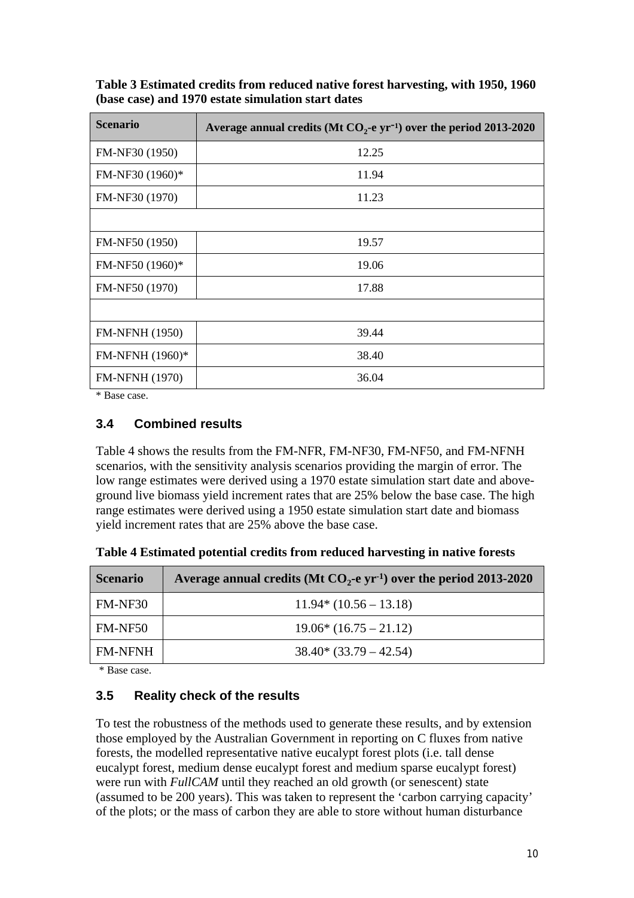**Table 3 Estimated credits from reduced native forest harvesting, with 1950, 1960 (base case) and 1970 estate simulation start dates**

| Scenario | Average annual credits (Mt $CO_2$-e $yr^{-1}$) over the period 2013-2020 |
|---|---|
| FM-NF30 (1950) | 12.25 |
| FM-NF30 (1960)* | 11.94 |
| FM-NF30 (1970) | 11.23 |
| | |
| FM-NF50 (1950) | 19.57 |
| FM-NF50 (1960)* | 19.06 |
| FM-NF50 (1970) | 17.88 |
| | |
| FM-NFNH (1950) | 39.44 |
| FM-NFNH (1960)* | 38.40 |
| FM-NFNH (1970) | 36.04 |

\* Base case.

### 3.4 Combined results

Table 4 shows the results from the FM-NFR, FM-NF30, FM-NF50, and FM-NFNH scenarios, with the sensitivity analysis scenarios providing the margin of error. The low range estimates were derived using a 1970 estate simulation start date and above-ground live biomass yield increment rates that are 25% below the base case. The high range estimates were derived using a 1950 estate simulation start date and biomass yield increment rates that are 25% above the base case.

**Table 4 Estimated potential credits from reduced harvesting in native forests**

| Scenario | Average annual credits (Mt $CO_2$-e $yr^{-1}$) over the period 2013-2020 |
|---|---|
| FM-NF30 | 11.94* (10.56 – 13.18) |
| FM-NF50 | 19.06* (16.75 – 21.12) |
| FM-NFNH | 38.40* (33.79 – 42.54) |

\* Base case.

### 3.5 Reality check of the results

To test the robustness of the methods used to generate these results, and by extension those employed by the Australian Government in reporting on C fluxes from native forests, the modelled representative native eucalypt forest plots (i.e. tall dense eucalypt forest, medium dense eucalypt forest and medium sparse eucalypt forest) were run with *FullCAM* until they reached an old growth (or senescent) state (assumed to be 200 years). This was taken to represent the 'carbon carrying capacity' of the plots; or the mass of carbon they are able to store without human disturbance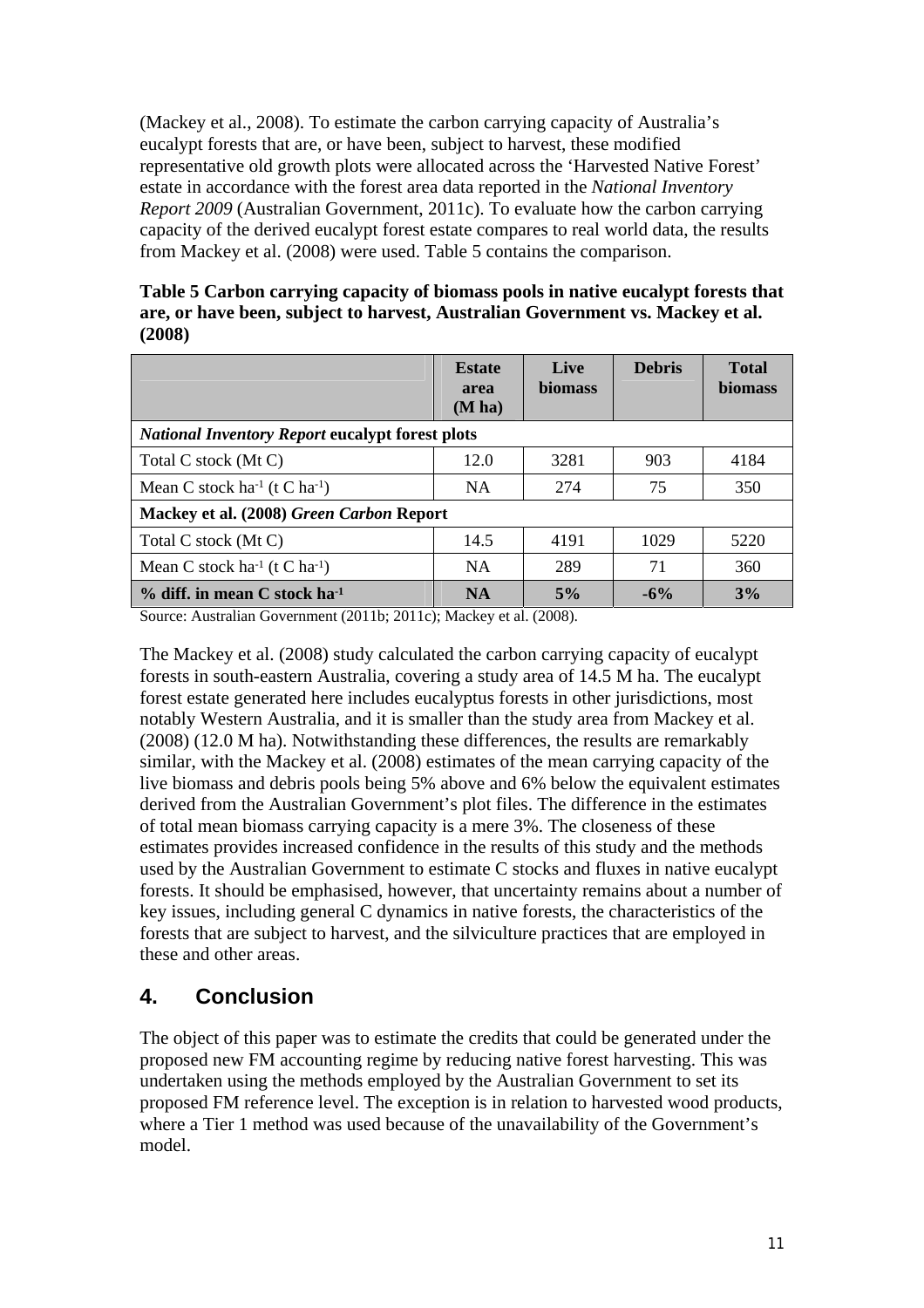(Mackey et al., 2008). To estimate the carbon carrying capacity of Australia's eucalypt forests that are, or have been, subject to harvest, these modified representative old growth plots were allocated across the 'Harvested Native Forest' estate in accordance with the forest area data reported in the *National Inventory Report 2009* (Australian Government, 2011c). To evaluate how the carbon carrying capacity of the derived eucalypt forest estate compares to real world data, the results from Mackey et al. (2008) were used. Table 5 contains the comparison.

**Table 5 Carbon carrying capacity of biomass pools in native eucalypt forests that are, or have been, subject to harvest, Australian Government vs. Mackey et al. (2008)**

| | Estate area (M ha) | Live biomass | Debris | Total biomass |
|---|---|---|---|---|
| ***National Inventory Report* eucalypt forest plots** | | | | |
| Total C stock (Mt C) | 12.0 | 3281 | 903 | 4184 |
| Mean C stock $ha^{-1}$ (t C $ha^{-1}$) | NA | 274 | 75 | 350 |
| **Mackey et al. (2008) *Green Carbon* Report** | | | | |
| Total C stock (Mt C) | 14.5 | 4191 | 1029 | 5220 |
| Mean C stock $ha^{-1}$ (t C $ha^{-1}$) | NA | 289 | 71 | 360 |
| **% diff. in mean C stock $ha^{-1}$** | **NA** | **5%** | **-6%** | **3%** |

Source: Australian Government (2011b; 2011c); Mackey et al. (2008).

The Mackey et al. (2008) study calculated the carbon carrying capacity of eucalypt forests in south-eastern Australia, covering a study area of 14.5 M ha. The eucalypt forest estate generated here includes eucalyptus forests in other jurisdictions, most notably Western Australia, and it is smaller than the study area from Mackey et al. (2008) (12.0 M ha). Notwithstanding these differences, the results are remarkably similar, with the Mackey et al. (2008) estimates of the mean carrying capacity of the live biomass and debris pools being 5% above and 6% below the equivalent estimates derived from the Australian Government's plot files. The difference in the estimates of total mean biomass carrying capacity is a mere 3%. The closeness of these estimates provides increased confidence in the results of this study and the methods used by the Australian Government to estimate C stocks and fluxes in native eucalypt forests. It should be emphasised, however, that uncertainty remains about a number of key issues, including general C dynamics in native forests, the characteristics of the forests that are subject to harvest, and the silviculture practices that are employed in these and other areas.

## 4. Conclusion

The object of this paper was to estimate the credits that could be generated under the proposed new FM accounting regime by reducing native forest harvesting. This was undertaken using the methods employed by the Australian Government to set its proposed FM reference level. The exception is in relation to harvested wood products, where a Tier 1 method was used because of the unavailability of the Government's model.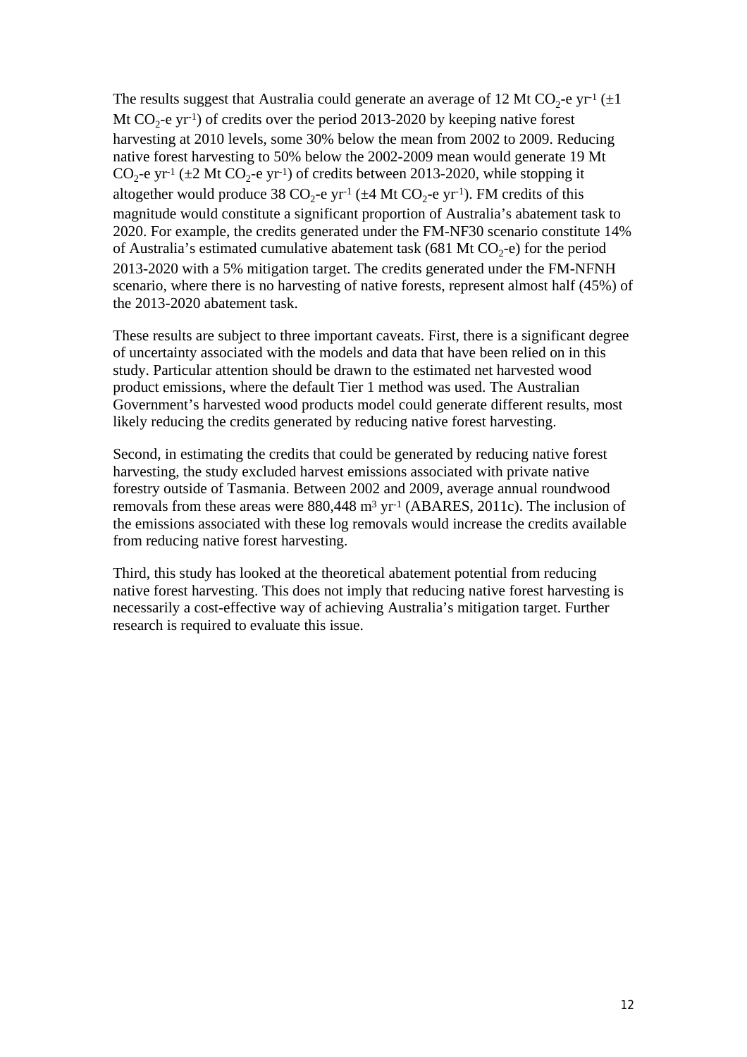The results suggest that Australia could generate an average of 12 Mt $CO_2$-e $yr^{-1}$ (±1 Mt $CO_2$-e $yr^{-1}$) of credits over the period 2013-2020 by keeping native forest harvesting at 2010 levels, some 30% below the mean from 2002 to 2009. Reducing native forest harvesting to 50% below the 2002-2009 mean would generate 19 Mt $CO_2$-e $yr^{-1}$ (±2 Mt $CO_2$-e $yr^{-1}$) of credits between 2013-2020, while stopping it altogether would produce 38 $CO_2$-e $yr^{-1}$ (±4 Mt $CO_2$-e $yr^{-1}$). FM credits of this magnitude would constitute a significant proportion of Australia's abatement task to 2020. For example, the credits generated under the FM-NF30 scenario constitute 14% of Australia's estimated cumulative abatement task (681 Mt $CO_2$-e) for the period 2013-2020 with a 5% mitigation target. The credits generated under the FM-NFNH scenario, where there is no harvesting of native forests, represent almost half (45%) of the 2013-2020 abatement task.

These results are subject to three important caveats. First, there is a significant degree of uncertainty associated with the models and data that have been relied on in this study. Particular attention should be drawn to the estimated net harvested wood product emissions, where the default Tier 1 method was used. The Australian Government's harvested wood products model could generate different results, most likely reducing the credits generated by reducing native forest harvesting.

Second, in estimating the credits that could be generated by reducing native forest harvesting, the study excluded harvest emissions associated with private native forestry outside of Tasmania. Between 2002 and 2009, average annual roundwood removals from these areas were 880,448 $m^3$ $yr^{-1}$ (ABARES, 2011c). The inclusion of the emissions associated with these log removals would increase the credits available from reducing native forest harvesting.

Third, this study has looked at the theoretical abatement potential from reducing native forest harvesting. This does not imply that reducing native forest harvesting is necessarily a cost-effective way of achieving Australia's mitigation target. Further research is required to evaluate this issue.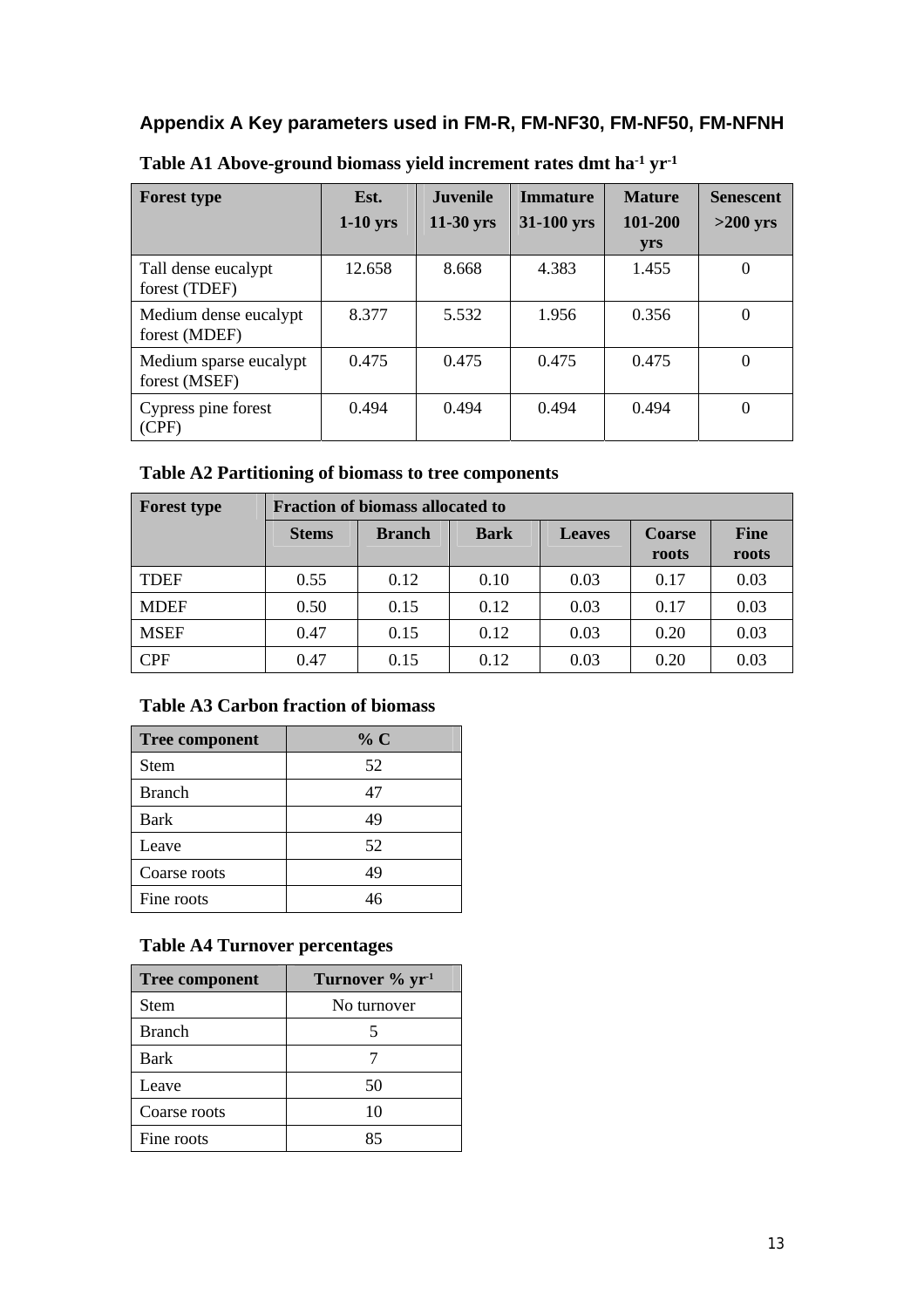## Appendix A Key parameters used in FM-R, FM-NF30, FM-NF50, FM-NFNH

### Table A1 Above-ground biomass yield increment rates dmt $ha^{-1}$ $yr^{-1}$

| Forest type | Est. 1-10 yrs | Juvenile 11-30 yrs | Immature 31-100 yrs | Mature 101-200 yrs | Senescent >200 yrs |
|---|---|---|---|---|---|
| Tall dense eucalypt forest (TDEF) | 12.658 | 8.668 | 4.383 | 1.455 | 0 |
| Medium dense eucalypt forest (MDEF) | 8.377 | 5.532 | 1.956 | 0.356 | 0 |
| Medium sparse eucalypt forest (MSEF) | 0.475 | 0.475 | 0.475 | 0.475 | 0 |
| Cypress pine forest (CPF) | 0.494 | 0.494 | 0.494 | 0.494 | 0 |

### Table A2 Partitioning of biomass to tree components

| Forest type | Fraction of biomass allocated to | | | | | |
|---|---|---|---|---|---|---|
| | Stems | Branch | Bark | Leaves | Coarse roots | Fine roots |
| TDEF | 0.55 | 0.12 | 0.10 | 0.03 | 0.17 | 0.03 |
| MDEF | 0.50 | 0.15 | 0.12 | 0.03 | 0.17 | 0.03 |
| MSEF | 0.47 | 0.15 | 0.12 | 0.03 | 0.20 | 0.03 |
| CPF | 0.47 | 0.15 | 0.12 | 0.03 | 0.20 | 0.03 |

### Table A3 Carbon fraction of biomass

| Tree component | % C |
|---|---|
| Stem | 52 |
| Branch | 47 |
| Bark | 49 |
| Leave | 52 |
| Coarse roots | 49 |
| Fine roots | 46 |

### Table A4 Turnover percentages

| Tree component | Turnover % $yr^{-1}$ |
|---|---|
| Stem | No turnover |
| Branch | 5 |
| Bark | 7 |
| Leave | 50 |
| Coarse roots | 10 |
| Fine roots | 85 |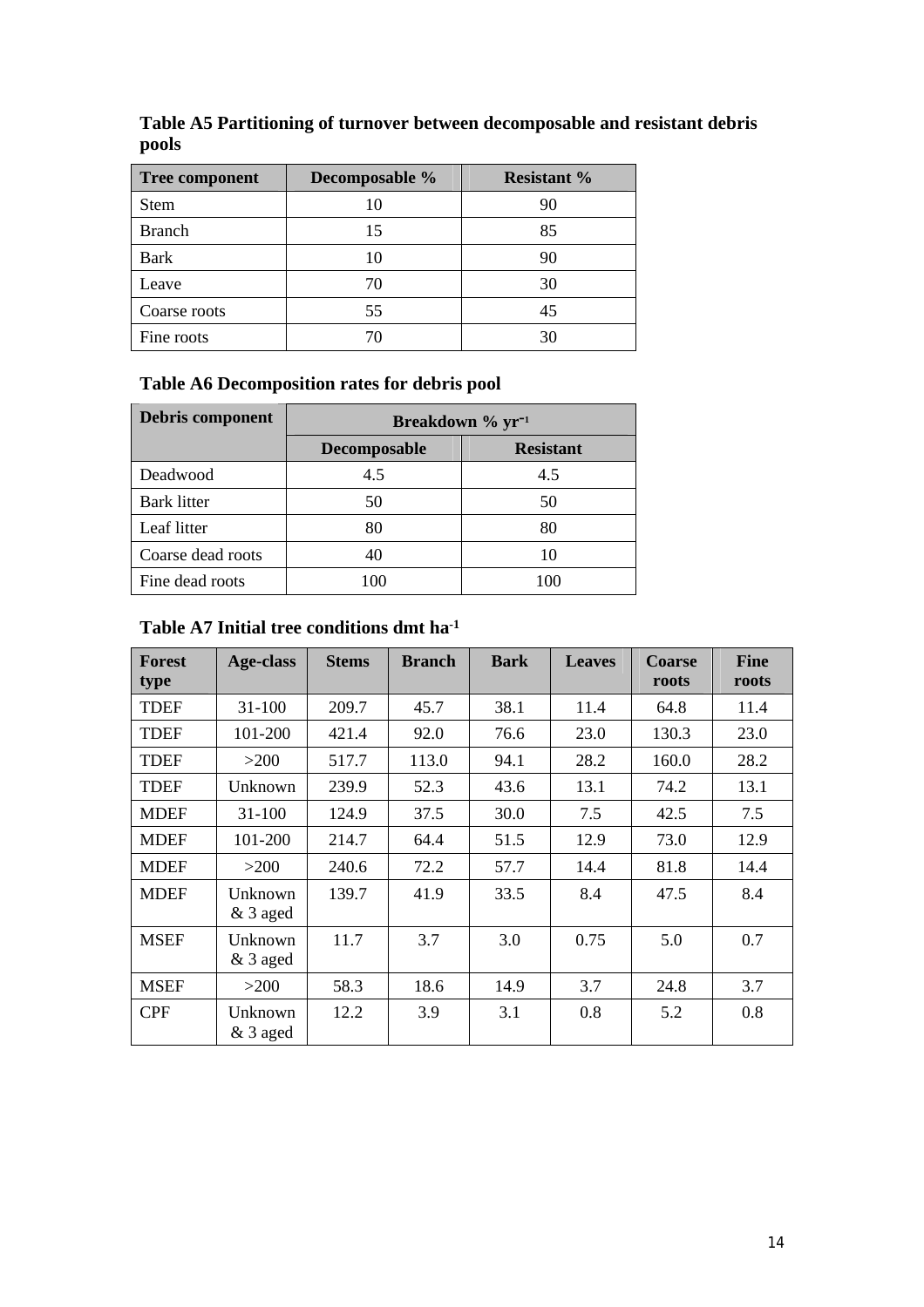**Table A5 Partitioning of turnover between decomposable and resistant debris pools**

| Tree component | Decomposable % | Resistant % |
|---|---|---|
| Stem | 10 | 90 |
| Branch | 15 | 85 |
| Bark | 10 | 90 |
| Leave | 70 | 30 |
| Coarse roots | 55 | 45 |
| Fine roots | 70 | 30 |

**Table A6 Decomposition rates for debris pool**

| Debris component | Breakdown % $yr^{-1}$ | |
|---|---|---|
| | Decomposable | Resistant |
| Deadwood | 4.5 | 4.5 |
| Bark litter | 50 | 50 |
| Leaf litter | 80 | 80 |
| Coarse dead roots | 40 | 10 |
| Fine dead roots | 100 | 100 |

**Table A7 Initial tree conditions dmt $ha^{-1}$**

| Forest type | Age-class | Stems | Branch | Bark | Leaves | Coarse roots | Fine roots |
|---|---|---|---|---|---|---|---|
| TDEF | 31-100 | 209.7 | 45.7 | 38.1 | 11.4 | 64.8 | 11.4 |
| TDEF | 101-200 | 421.4 | 92.0 | 76.6 | 23.0 | 130.3 | 23.0 |
| TDEF | >200 | 517.7 | 113.0 | 94.1 | 28.2 | 160.0 | 28.2 |
| TDEF | Unknown | 239.9 | 52.3 | 43.6 | 13.1 | 74.2 | 13.1 |
| MDEF | 31-100 | 124.9 | 37.5 | 30.0 | 7.5 | 42.5 | 7.5 |
| MDEF | 101-200 | 214.7 | 64.4 | 51.5 | 12.9 | 73.0 | 12.9 |
| MDEF | >200 | 240.6 | 72.2 | 57.7 | 14.4 | 81.8 | 14.4 |
| MDEF | Unknown & 3 aged | 139.7 | 41.9 | 33.5 | 8.4 | 47.5 | 8.4 |
| MSEF | Unknown & 3 aged | 11.7 | 3.7 | 3.0 | 0.75 | 5.0 | 0.7 |
| MSEF | >200 | 58.3 | 18.6 | 14.9 | 3.7 | 24.8 | 3.7 |
| CPF | Unknown & 3 aged | 12.2 | 3.9 | 3.1 | 0.8 | 5.2 | 0.8 |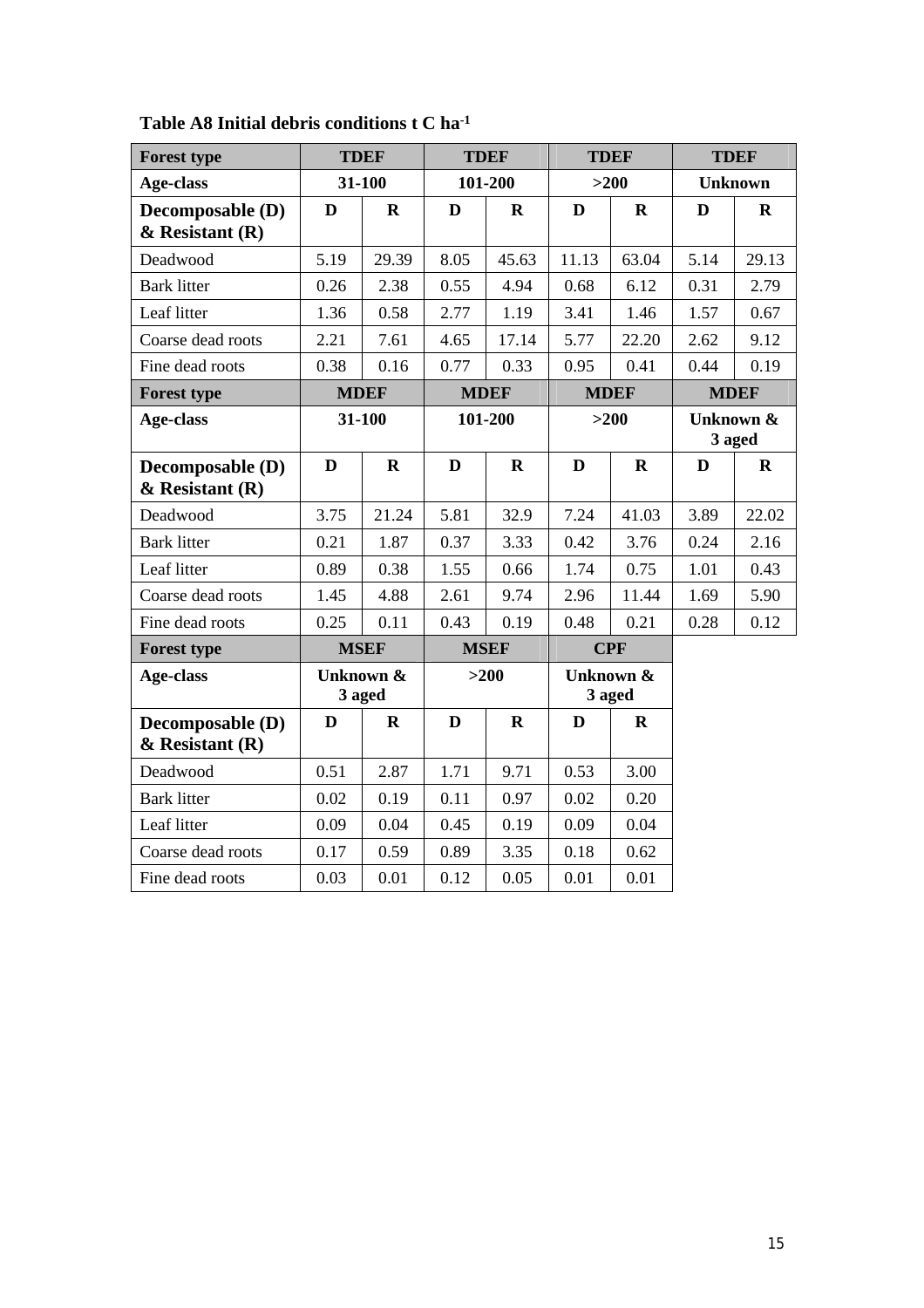**Table A8 Initial debris conditions t C ha$^{-1}$**

| Forest type | TDEF | | TDEF | | TDEF | | TDEF | |
|---|---|---|---|---|---|---|---|---|
| Age-class | 31-100 | | 101-200 | | >200 | | Unknown | |
| Decomposable (D) & Resistant (R) | D | R | D | R | D | R | D | R |
| Deadwood | 5.19 | 29.39 | 8.05 | 45.63 | 11.13 | 63.04 | 5.14 | 29.13 |
| Bark litter | 0.26 | 2.38 | 0.55 | 4.94 | 0.68 | 6.12 | 0.31 | 2.79 |
| Leaf litter | 1.36 | 0.58 | 2.77 | 1.19 | 3.41 | 1.46 | 1.57 | 0.67 |
| Coarse dead roots | 2.21 | 7.61 | 4.65 | 17.14 | 5.77 | 22.20 | 2.62 | 9.12 |
| Fine dead roots | 0.38 | 0.16 | 0.77 | 0.33 | 0.95 | 0.41 | 0.44 | 0.19 |
| **Forest type** | **MDEF** | | **MDEF** | | **MDEF** | | **MDEF** | |
| **Age-class** | **31-100** | | **101-200** | | **>200** | | **Unknown & 3 aged** | |
| **Decomposable (D) & Resistant (R)** | **D** | **R** | **D** | **R** | **D** | **R** | **D** | **R** |
| Deadwood | 3.75 | 21.24 | 5.81 | 32.9 | 7.24 | 41.03 | 3.89 | 22.02 |
| Bark litter | 0.21 | 1.87 | 0.37 | 3.33 | 0.42 | 3.76 | 0.24 | 2.16 |
| Leaf litter | 0.89 | 0.38 | 1.55 | 0.66 | 1.74 | 0.75 | 1.01 | 0.43 |
| Coarse dead roots | 1.45 | 4.88 | 2.61 | 9.74 | 2.96 | 11.44 | 1.69 | 5.90 |
| Fine dead roots | 0.25 | 0.11 | 0.43 | 0.19 | 0.48 | 0.21 | 0.28 | 0.12 |
| **Forest type** | **MSEF** | | **MSEF** | | **CPF** | | | |
| **Age-class** | **Unknown & 3 aged** | | **>200** | | **Unknown & 3 aged** | | | |
| **Decomposable (D) & Resistant (R)** | **D** | **R** | **D** | **R** | **D** | **R** | | |
| Deadwood | 0.51 | 2.87 | 1.71 | 9.71 | 0.53 | 3.00 | | |
| Bark litter | 0.02 | 0.19 | 0.11 | 0.97 | 0.02 | 0.20 | | |
| Leaf litter | 0.09 | 0.04 | 0.45 | 0.19 | 0.09 | 0.04 | | |
| Coarse dead roots | 0.17 | 0.59 | 0.89 | 3.35 | 0.18 | 0.62 | | |
| Fine dead roots | 0.03 | 0.01 | 0.12 | 0.05 | 0.01 | 0.01 | | |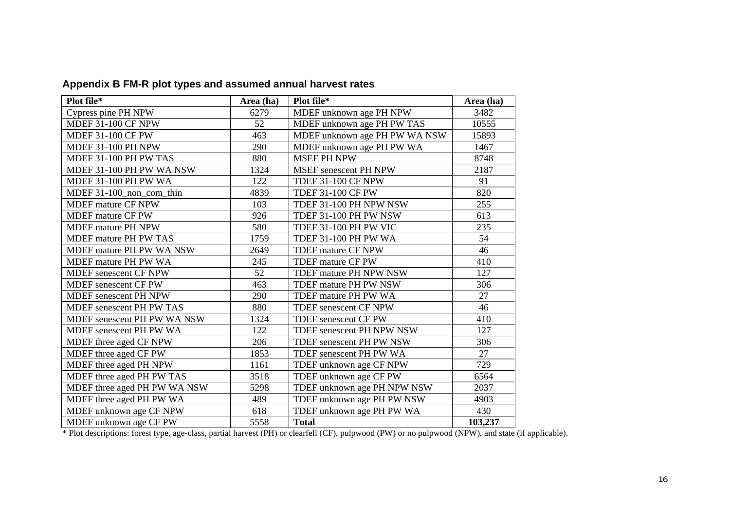## Appendix B FM-R plot types and assumed annual harvest rates

| Plot file* | Area (ha) | Plot file* | Area (ha) |
|---|---|---|---|
| Cypress pine PH NPW | 6279 | MDEF unknown age PH NPW | 3482 |
| MDEF 31-100 CF NPW | 52 | MDEF unknown age PH PW TAS | 10555 |
| MDEF 31-100 CF PW | 463 | MDEF unknown age PH PW WA NSW | 15893 |
| MDEF 31-100 PH NPW | 290 | MDEF unknown age PH PW WA | 1467 |
| MDEF 31-100 PH PW TAS | 880 | MSEF PH NPW | 8748 |
| MDEF 31-100 PH PW WA NSW | 1324 | MSEF senescent PH NPW | 2187 |
| MDEF 31-100 PH PW WA | 122 | TDEF 31-100 CF NPW | 91 |
| MDEF 31-100_non_com_thin | 4839 | TDEF 31-100 CF PW | 820 |
| MDEF mature CF NPW | 103 | TDEF 31-100 PH NPW NSW | 255 |
| MDEF mature CF PW | 926 | TDEF 31-100 PH PW NSW | 613 |
| MDEF mature PH NPW | 580 | TDEF 31-100 PH PW VIC | 235 |
| MDEF mature PH PW TAS | 1759 | TDEF 31-100 PH PW WA | 54 |
| MDEF mature PH PW WA NSW | 2649 | TDEF mature CF NPW | 46 |
| MDEF mature PH PW WA | 245 | TDEF mature CF PW | 410 |
| MDEF senescent CF NPW | 52 | TDEF mature PH NPW NSW | 127 |
| MDEF senescent CF PW | 463 | TDEF mature PH PW NSW | 306 |
| MDEF senescent PH NPW | 290 | TDEF mature PH PW WA | 27 |
| MDEF senescent PH PW TAS | 880 | TDEF senescent CF NPW | 46 |
| MDEF senescent PH PW WA NSW | 1324 | TDEF senescent CF PW | 410 |
| MDEF senescent PH PW WA | 122 | TDEF senescent PH NPW NSW | 127 |
| MDEF three aged CF NPW | 206 | TDEF senescent PH PW NSW | 306 |
| MDEF three aged CF PW | 1853 | TDEF senescent PH PW WA | 27 |
| MDEF three aged PH NPW | 1161 | TDEF unknown age CF NPW | 729 |
| MDEF three aged PH PW TAS | 3518 | TDEF unknown age CF PW | 6564 |
| MDEF three aged PH PW WA NSW | 5298 | TDEF unknown age PH NPW NSW | 2037 |
| MDEF three aged PH PW WA | 489 | TDEF unknown age PH PW NSW | 4903 |
| MDEF unknown age CF NPW | 618 | TDEF unknown age PH PW WA | 430 |
| MDEF unknown age CF PW | 5558 | **Total** | **103,237** |

* Plot descriptions: forest type, age-class, partial harvest (PH) or clearfell (CF), pulpwood (PW) or no pulpwood (NPW), and state (if applicable).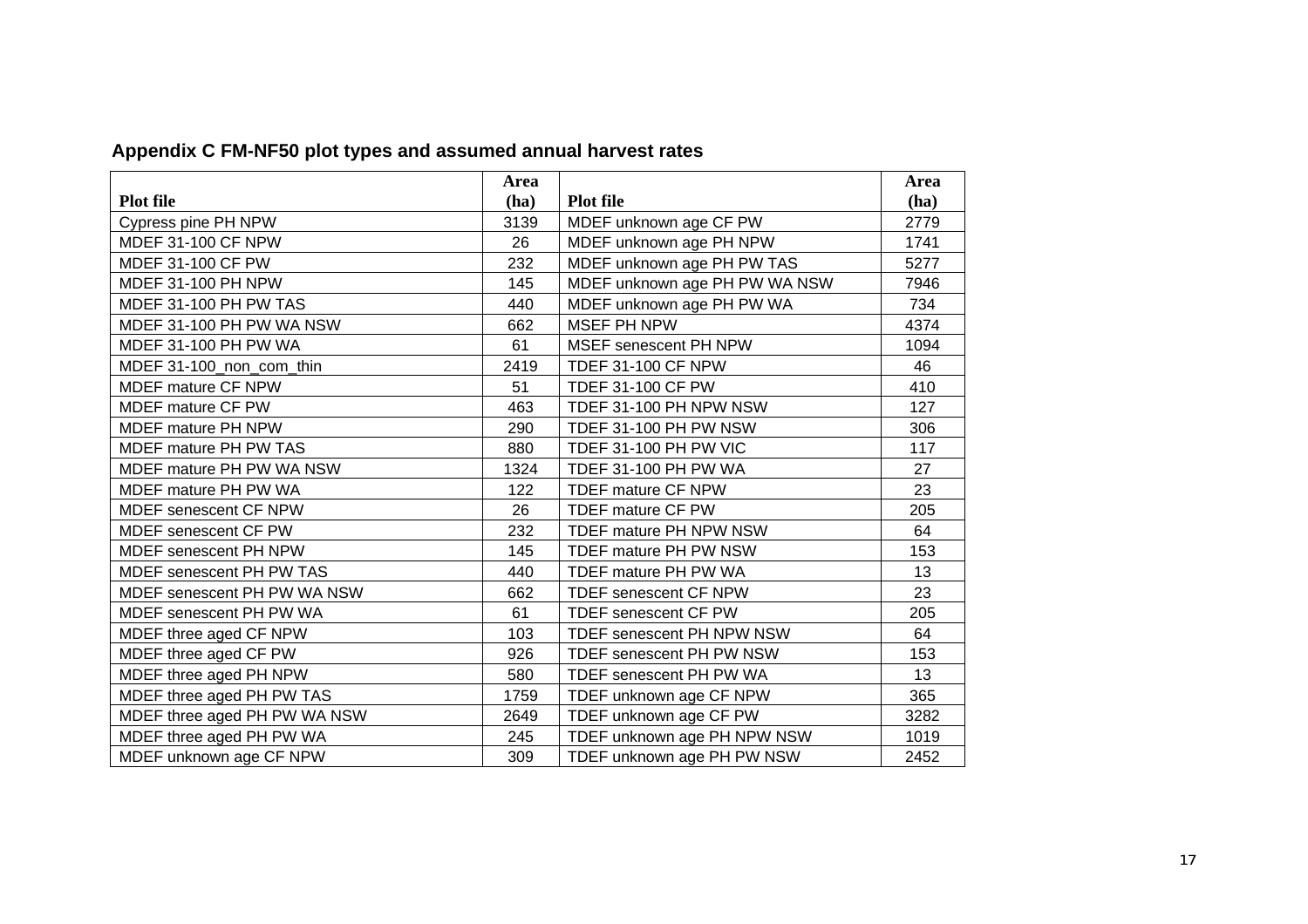## Appendix C FM-NF50 plot types and assumed annual harvest rates

| Plot file | Area (ha) | Plot file | Area (ha) |
|---|---|---|---|
| Cypress pine PH NPW | 3139 | MDEF unknown age CF PW | 2779 |
| MDEF 31-100 CF NPW | 26 | MDEF unknown age PH NPW | 1741 |
| MDEF 31-100 CF PW | 232 | MDEF unknown age PH PW TAS | 5277 |
| MDEF 31-100 PH NPW | 145 | MDEF unknown age PH PW WA NSW | 7946 |
| MDEF 31-100 PH PW TAS | 440 | MDEF unknown age PH PW WA | 734 |
| MDEF 31-100 PH PW WA NSW | 662 | MSEF PH NPW | 4374 |
| MDEF 31-100 PH PW WA | 61 | MSEF senescent PH NPW | 1094 |
| MDEF 31-100_non_com_thin | 2419 | TDEF 31-100 CF NPW | 46 |
| MDEF mature CF NPW | 51 | TDEF 31-100 CF PW | 410 |
| MDEF mature CF PW | 463 | TDEF 31-100 PH NPW NSW | 127 |
| MDEF mature PH NPW | 290 | TDEF 31-100 PH PW NSW | 306 |
| MDEF mature PH PW TAS | 880 | TDEF 31-100 PH PW VIC | 117 |
| MDEF mature PH PW WA NSW | 1324 | TDEF 31-100 PH PW WA | 27 |
| MDEF mature PH PW WA | 122 | TDEF mature CF NPW | 23 |
| MDEF senescent CF NPW | 26 | TDEF mature CF PW | 205 |
| MDEF senescent CF PW | 232 | TDEF mature PH NPW NSW | 64 |
| MDEF senescent PH NPW | 145 | TDEF mature PH PW NSW | 153 |
| MDEF senescent PH PW TAS | 440 | TDEF mature PH PW WA | 13 |
| MDEF senescent PH PW WA NSW | 662 | TDEF senescent CF NPW | 23 |
| MDEF senescent PH PW WA | 61 | TDEF senescent CF PW | 205 |
| MDEF three aged CF NPW | 103 | TDEF senescent PH NPW NSW | 64 |
| MDEF three aged CF PW | 926 | TDEF senescent PH PW NSW | 153 |
| MDEF three aged PH NPW | 580 | TDEF senescent PH PW WA | 13 |
| MDEF three aged PH PW TAS | 1759 | TDEF unknown age CF NPW | 365 |
| MDEF three aged PH PW WA NSW | 2649 | TDEF unknown age CF PW | 3282 |
| MDEF three aged PH PW WA | 245 | TDEF unknown age PH NPW NSW | 1019 |
| MDEF unknown age CF NPW | 309 | TDEF unknown age PH PW NSW | 2452 |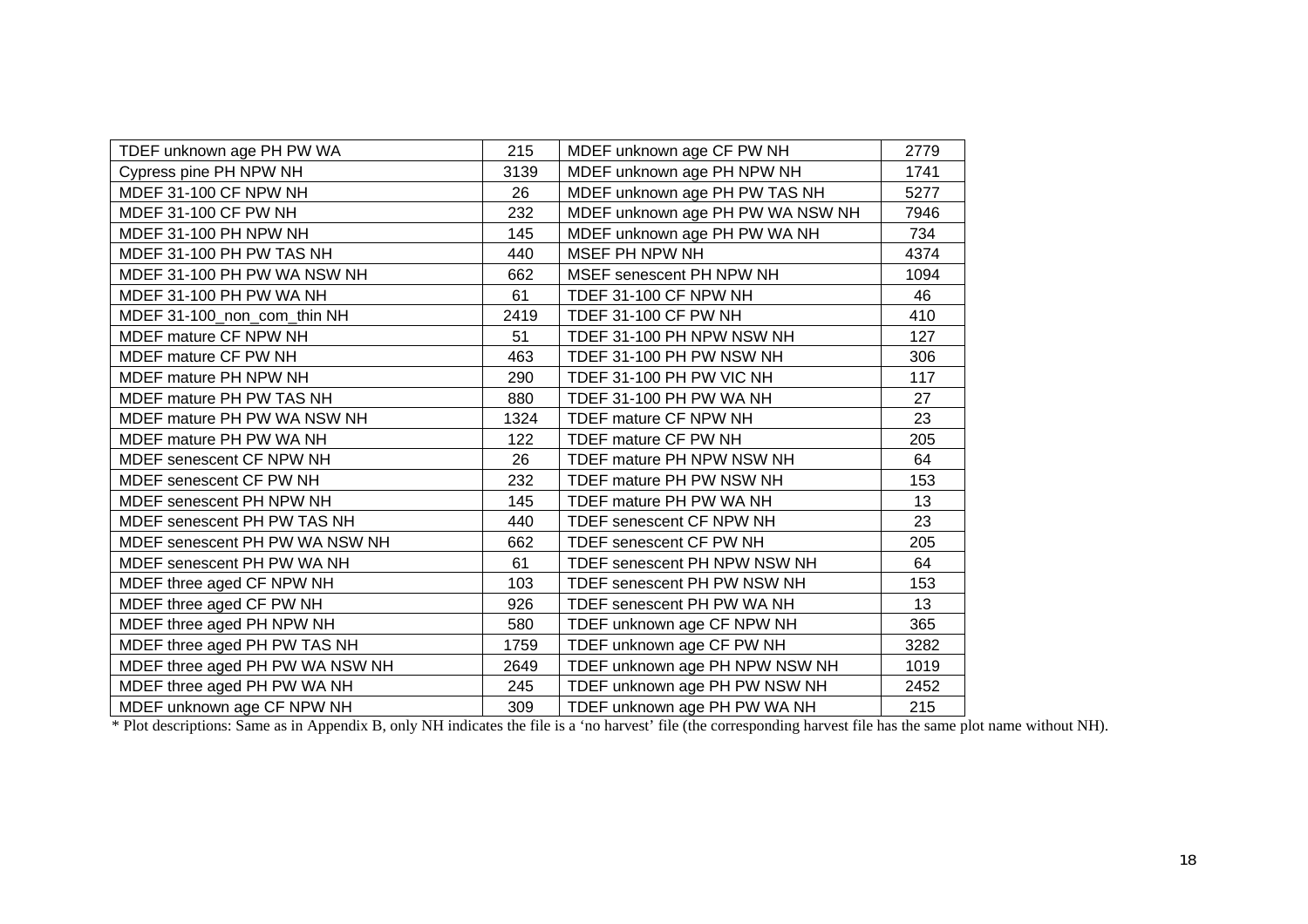| TDEF unknown age PH PW WA | 215 | MDEF unknown age CF PW NH | 2779 |
|---|---|---|---|
| Cypress pine PH NPW NH | 3139 | MDEF unknown age PH NPW NH | 1741 |
| MDEF 31-100 CF NPW NH | 26 | MDEF unknown age PH PW TAS NH | 5277 |
| MDEF 31-100 CF PW NH | 232 | MDEF unknown age PH PW WA NSW NH | 7946 |
| MDEF 31-100 PH NPW NH | 145 | MDEF unknown age PH PW WA NH | 734 |
| MDEF 31-100 PH PW TAS NH | 440 | MSEF PH NPW NH | 4374 |
| MDEF 31-100 PH PW WA NSW NH | 662 | MSEF senescent PH NPW NH | 1094 |
| MDEF 31-100 PH PW WA NH | 61 | TDEF 31-100 CF NPW NH | 46 |
| MDEF 31-100_non_com_thin NH | 2419 | TDEF 31-100 CF PW NH | 410 |
| MDEF mature CF NPW NH | 51 | TDEF 31-100 PH NPW NSW NH | 127 |
| MDEF mature CF PW NH | 463 | TDEF 31-100 PH PW NSW NH | 306 |
| MDEF mature PH NPW NH | 290 | TDEF 31-100 PH PW VIC NH | 117 |
| MDEF mature PH PW TAS NH | 880 | TDEF 31-100 PH PW WA NH | 27 |
| MDEF mature PH PW WA NSW NH | 1324 | TDEF mature CF NPW NH | 23 |
| MDEF mature PH PW WA NH | 122 | TDEF mature CF PW NH | 205 |
| MDEF senescent CF NPW NH | 26 | TDEF mature PH NPW NSW NH | 64 |
| MDEF senescent CF PW NH | 232 | TDEF mature PH PW NSW NH | 153 |
| MDEF senescent PH NPW NH | 145 | TDEF mature PH PW WA NH | 13 |
| MDEF senescent PH PW TAS NH | 440 | TDEF senescent CF NPW NH | 23 |
| MDEF senescent PH PW WA NSW NH | 662 | TDEF senescent CF PW NH | 205 |
| MDEF senescent PH PW WA NH | 61 | TDEF senescent PH NPW NSW NH | 64 |
| MDEF three aged CF NPW NH | 103 | TDEF senescent PH PW NSW NH | 153 |
| MDEF three aged CF PW NH | 926 | TDEF senescent PH PW WA NH | 13 |
| MDEF three aged PH NPW NH | 580 | TDEF unknown age CF NPW NH | 365 |
| MDEF three aged PH PW TAS NH | 1759 | TDEF unknown age CF PW NH | 3282 |
| MDEF three aged PH PW WA NSW NH | 2649 | TDEF unknown age PH NPW NSW NH | 1019 |
| MDEF three aged PH PW WA NH | 245 | TDEF unknown age PH PW NSW NH | 2452 |
| MDEF unknown age CF NPW NH | 309 | TDEF unknown age PH PW WA NH | 215 |

* Plot descriptions: Same as in Appendix B, only NH indicates the file is a 'no harvest' file (the corresponding harvest file has the same plot name without NH).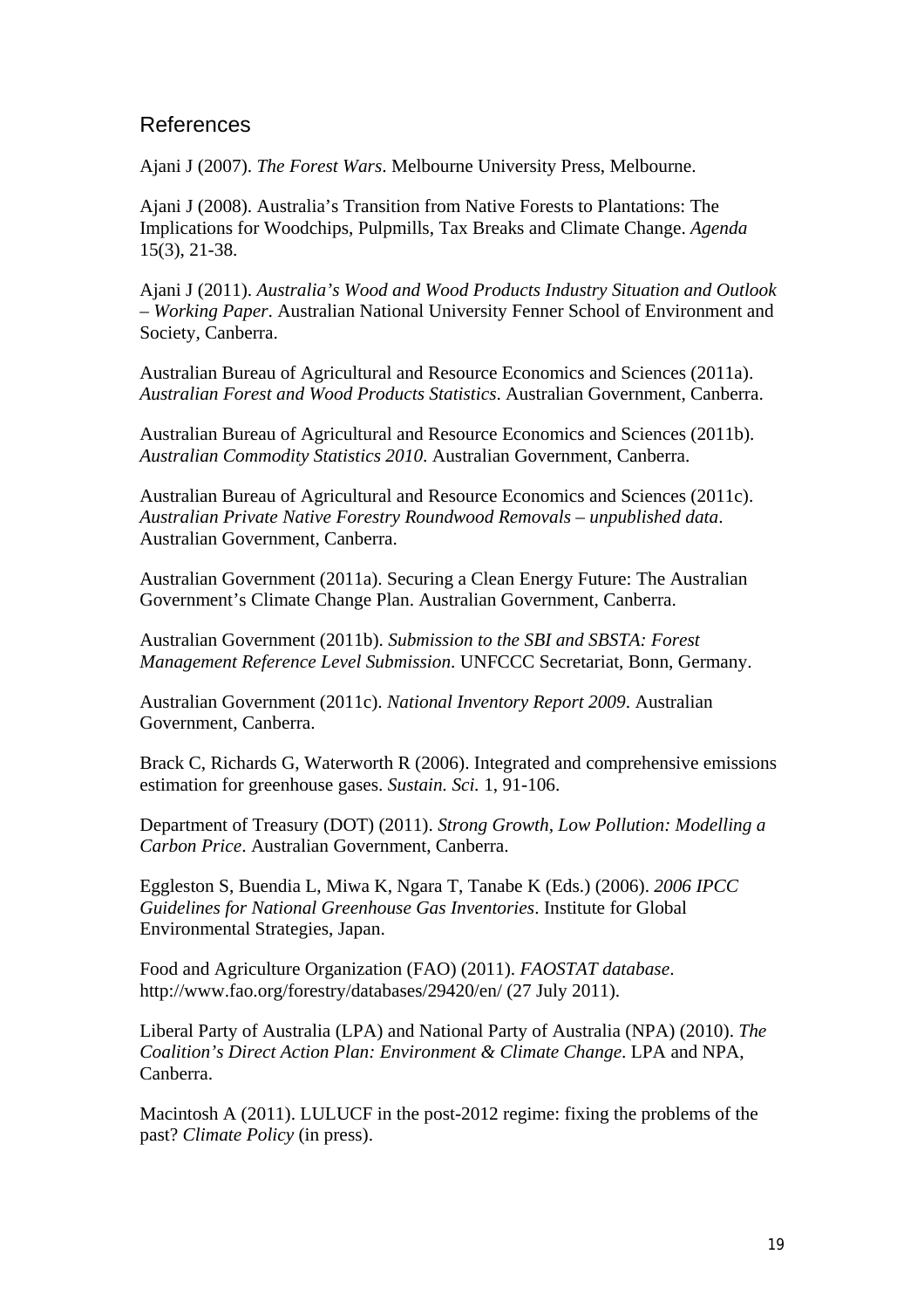## References

Ajani J (2007). *The Forest Wars*. Melbourne University Press, Melbourne.

Ajani J (2008). Australia's Transition from Native Forests to Plantations: The Implications for Woodchips, Pulpmills, Tax Breaks and Climate Change. *Agenda* 15(3), 21-38.

Ajani J (2011). *Australia's Wood and Wood Products Industry Situation and Outlook – Working Paper*. Australian National University Fenner School of Environment and Society, Canberra.

Australian Bureau of Agricultural and Resource Economics and Sciences (2011a). *Australian Forest and Wood Products Statistics*. Australian Government, Canberra.

Australian Bureau of Agricultural and Resource Economics and Sciences (2011b). *Australian Commodity Statistics 2010*. Australian Government, Canberra.

Australian Bureau of Agricultural and Resource Economics and Sciences (2011c). *Australian Private Native Forestry Roundwood Removals – unpublished data*. Australian Government, Canberra.

Australian Government (2011a). Securing a Clean Energy Future: The Australian Government's Climate Change Plan. Australian Government, Canberra.

Australian Government (2011b). *Submission to the SBI and SBSTA: Forest Management Reference Level Submission*. UNFCCC Secretariat, Bonn, Germany.

Australian Government (2011c). *National Inventory Report 2009*. Australian Government, Canberra.

Brack C, Richards G, Waterworth R (2006). Integrated and comprehensive emissions estimation for greenhouse gases. *Sustain. Sci.* 1, 91-106.

Department of Treasury (DOT) (2011). *Strong Growth, Low Pollution: Modelling a Carbon Price*. Australian Government, Canberra.

Eggleston S, Buendia L, Miwa K, Ngara T, Tanabe K (Eds.) (2006). *2006 IPCC Guidelines for National Greenhouse Gas Inventories*. Institute for Global Environmental Strategies, Japan.

Food and Agriculture Organization (FAO) (2011). *FAOSTAT database*. http://www.fao.org/forestry/databases/29420/en/ (27 July 2011).

Liberal Party of Australia (LPA) and National Party of Australia (NPA) (2010). *The Coalition's Direct Action Plan: Environment & Climate Change*. LPA and NPA, Canberra.

Macintosh A (2011). LULUCF in the post-2012 regime: fixing the problems of the past? *Climate Policy* (in press).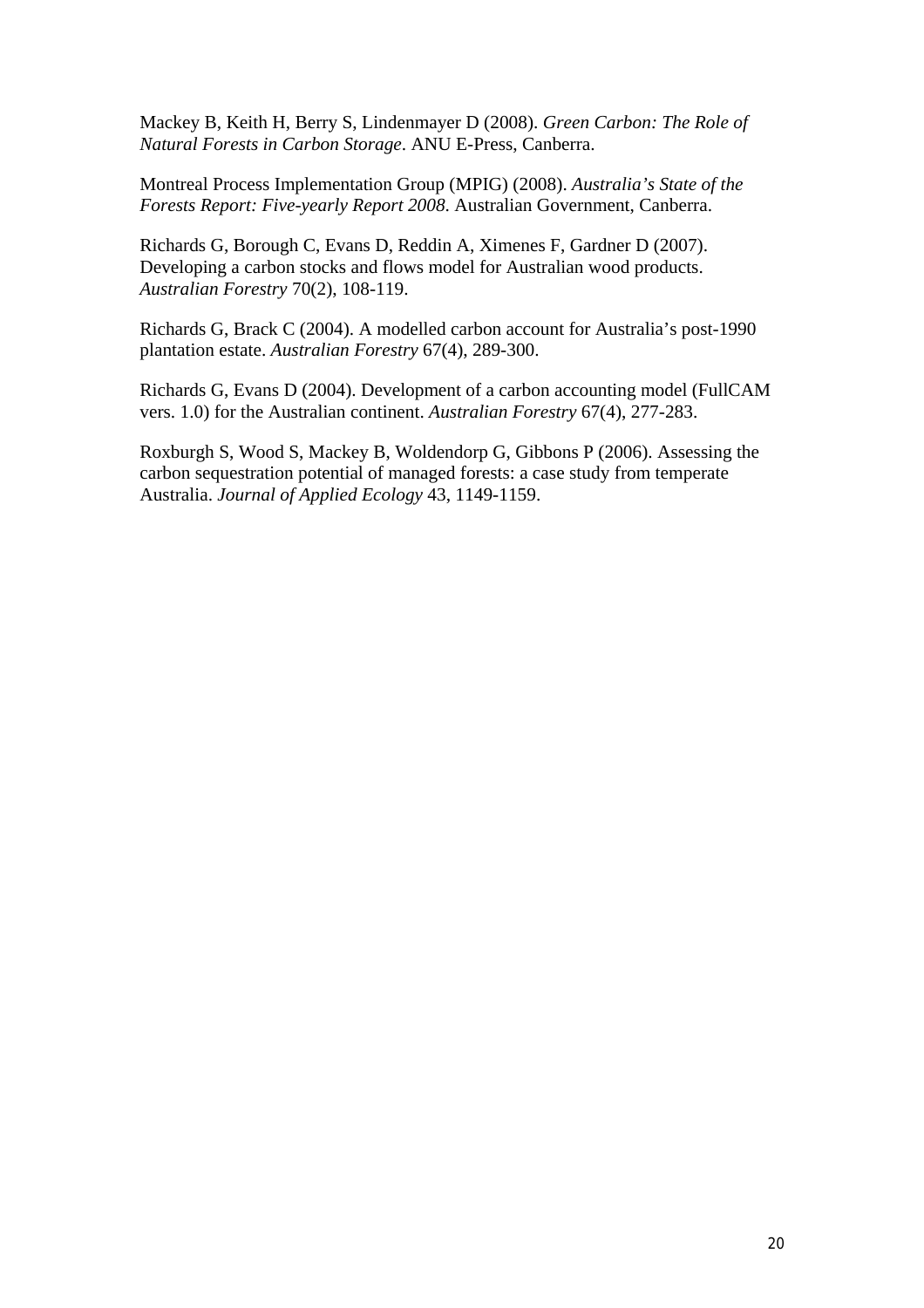Mackey B, Keith H, Berry S, Lindenmayer D (2008). *Green Carbon: The Role of Natural Forests in Carbon Storage*. ANU E-Press, Canberra.

Montreal Process Implementation Group (MPIG) (2008). *Australia's State of the Forests Report: Five-yearly Report 2008*. Australian Government, Canberra.

Richards G, Borough C, Evans D, Reddin A, Ximenes F, Gardner D (2007). Developing a carbon stocks and flows model for Australian wood products. *Australian Forestry* 70(2), 108-119.

Richards G, Brack C (2004). A modelled carbon account for Australia's post-1990 plantation estate. *Australian Forestry* 67(4), 289-300.

Richards G, Evans D (2004). Development of a carbon accounting model (FullCAM vers. 1.0) for the Australian continent. *Australian Forestry* 67(4), 277-283.

Roxburgh S, Wood S, Mackey B, Woldendorp G, Gibbons P (2006). Assessing the carbon sequestration potential of managed forests: a case study from temperate Australia. *Journal of Applied Ecology* 43, 1149-1159.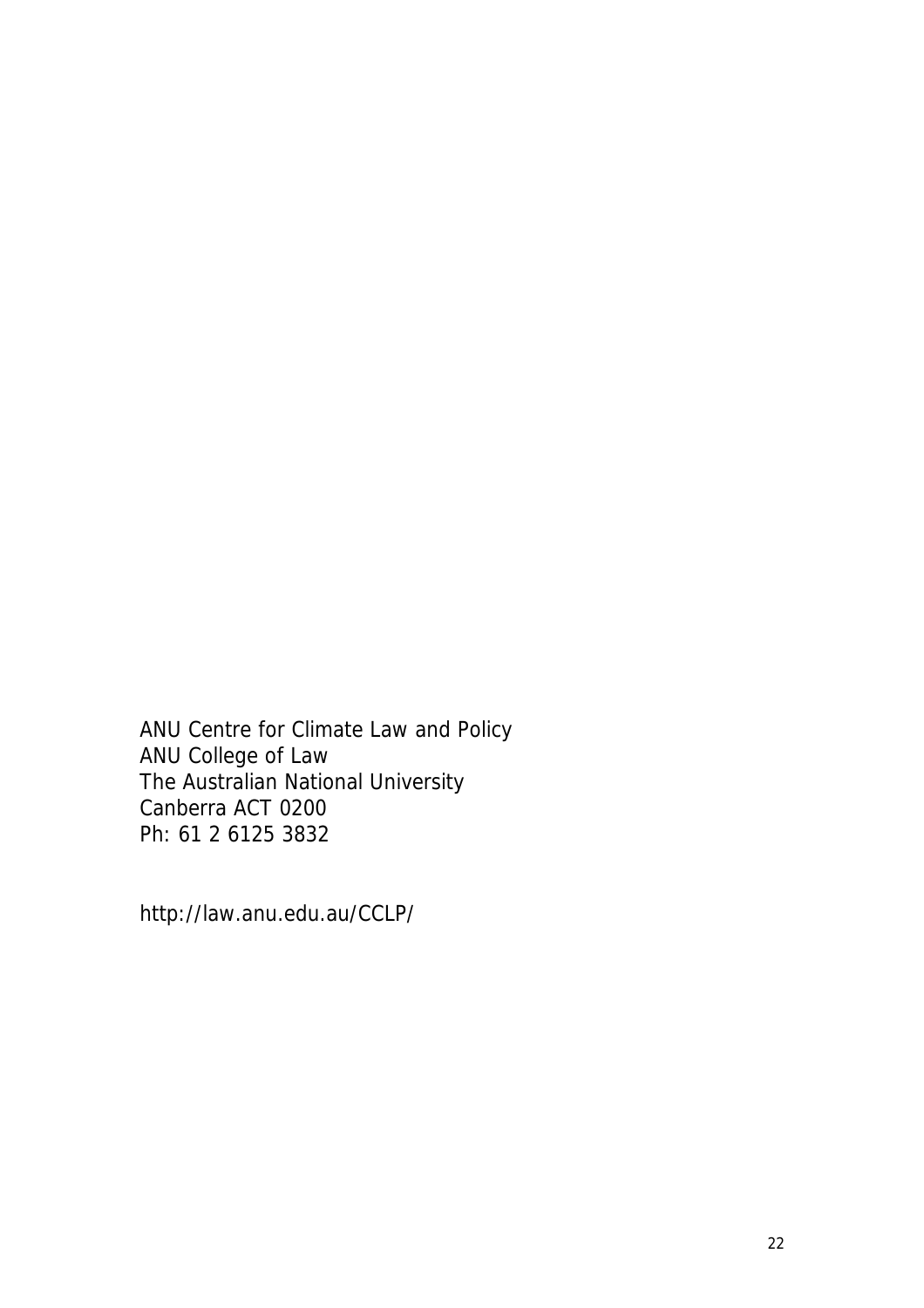ANU Centre for Climate Law and Policy
ANU College of Law
The Australian National University
Canberra ACT 0200
Ph: 61 2 6125 3832

http://law.anu.edu.au/CCLP/